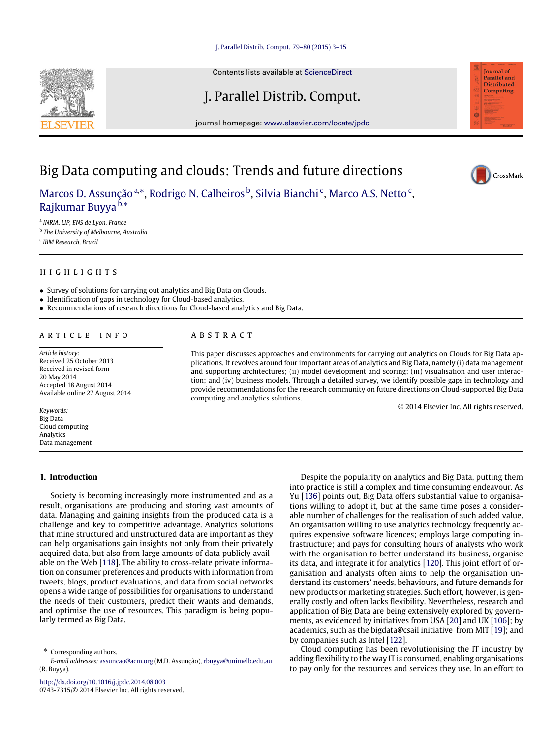Contents lists available at ScienceDirect

J. Parallel Distrib. Comput.

journal homepage: www.elsevier.com/locate/jpdc

# Big Data computing and clouds: Trends and future directions

Marcos D. Assunção [a,*], Rodrigo N. Calheiros [b], Silvia Bianchi [c], Marco A.S. Netto [c], Rajkumar Buyya [b,*]

[a] INRIA, LIP, ENS de Lyon, France
[b] The University of Melbourne, Australia
[c] IBM Research, Brazil

## HIGHLIGHTS

- Survey of solutions for carrying out analytics and Big Data on Clouds.
- Identification of gaps in technology for Cloud-based analytics.
- Recommendations of research directions for Cloud-based analytics and Big Data.

## ARTICLE INFO

*Article history:*
Received 25 October 2013
Received in revised form
20 May 2014
Accepted 18 August 2014
Available online 27 August 2014

*Keywords:*
Big Data
Cloud computing
Analytics
Data management

## ABSTRACT

This paper discusses approaches and environments for carrying out analytics on Clouds for Big Data applications. It revolves around four important areas of analytics and Big Data, namely (i) data management and supporting architectures; (ii) model development and scoring; (iii) visualisation and user interaction; and (iv) business models. Through a detailed survey, we identify possible gaps in technology and provide recommendations for the research community on future directions on Cloud-supported Big Data computing and analytics solutions.

© 2014 Elsevier Inc. All rights reserved.

## 1. Introduction

Society is becoming increasingly more instrumented and as a result, organisations are producing and storing vast amounts of data. Managing and gaining insights from the produced data is a challenge and key to competitive advantage. Analytics solutions that mine structured and unstructured data are important as they can help organisations gain insights not only from their privately acquired data, but also from large amounts of data publicly available on the Web [118]. The ability to cross-relate private information on consumer preferences and products with information from tweets, blogs, product evaluations, and data from social networks opens a wide range of possibilities for organisations to understand the needs of their customers, predict their wants and demands, and optimise the use of resources. This paradigm is being popularly termed as Big Data.

Despite the popularity on analytics and Big Data, putting them into practice is still a complex and time consuming endeavour. As Yu [136] points out, Big Data offers substantial value to organisations willing to adopt it, but at the same time poses a considerable number of challenges for the realisation of such added value. An organisation willing to use analytics technology frequently acquires expensive software licences; employs large computing infrastructure; and pays for consulting hours of analysts who work with the organisation to better understand its business, organise its data, and integrate it for analytics [120]. This joint effort of organisation and analysts often aims to help the organisation understand its customers' needs, behaviours, and future demands for new products or marketing strategies. Such effort, however, is generally costly and often lacks flexibility. Nevertheless, research and application of Big Data are being extensively explored by governments, as evidenced by initiatives from USA [20] and UK [106]; by academics, such as the bigdata@csail initiative from MIT [19]; and by companies such as Intel [122].

Cloud computing has been revolutionising the IT industry by adding flexibility to the way IT is consumed, enabling organisations to pay only for the resources and services they use. In an effort to

---

* Corresponding authors.
*E-mail addresses:* assuncao@acm.org (M.D. Assunção), rbuyya@unimelb.edu.au (R. Buyya).

http://dx.doi.org/10.1016/j.jpdc.2014.08.003
0743-7315/© 2014 Elsevier Inc. All rights reserved.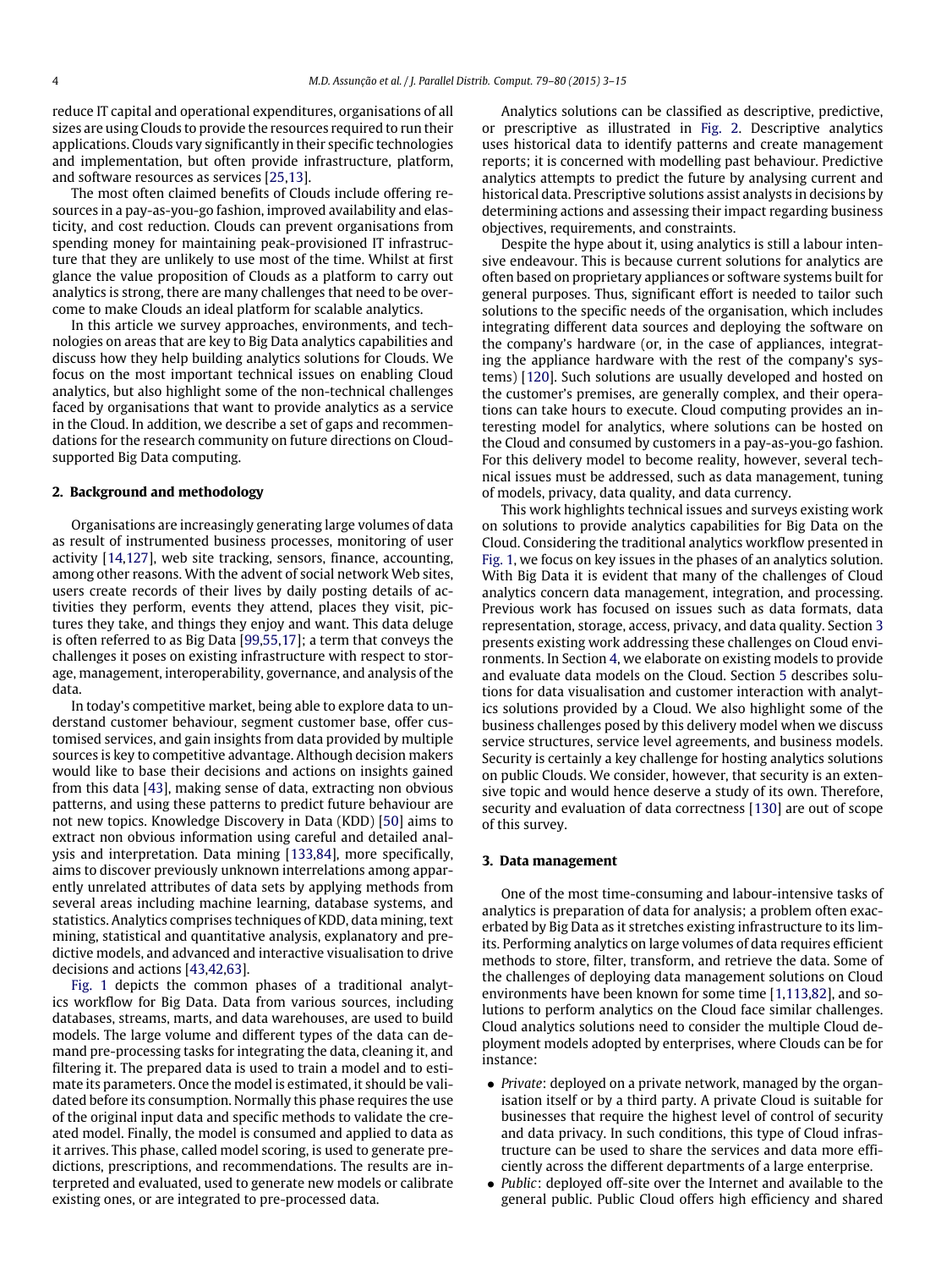reduce IT capital and operational expenditures, organisations of all sizes are using Clouds to provide the resources required to run their applications. Clouds vary significantly in their specific technologies and implementation, but often provide infrastructure, platform, and software resources as services [25,13].

The most often claimed benefits of Clouds include offering resources in a pay-as-you-go fashion, improved availability and elasticity, and cost reduction. Clouds can prevent organisations from spending money for maintaining peak-provisioned IT infrastructure that they are unlikely to use most of the time. Whilst at first glance the value proposition of Clouds as a platform to carry out analytics is strong, there are many challenges that need to be overcome to make Clouds an ideal platform for scalable analytics.

In this article we survey approaches, environments, and technologies on areas that are key to Big Data analytics capabilities and discuss how they help building analytics solutions for Clouds. We focus on the most important technical issues on enabling Cloud analytics, but also highlight some of the non-technical challenges faced by organisations that want to provide analytics as a service in the Cloud. In addition, we describe a set of gaps and recommendations for the research community on future directions on Cloud-supported Big Data computing.

## 2. Background and methodology

Organisations are increasingly generating large volumes of data as result of instrumented business processes, monitoring of user activity [14,127], web site tracking, sensors, finance, accounting, among other reasons. With the advent of social network Web sites, users create records of their lives by daily posting details of activities they perform, events they attend, places they visit, pictures they take, and things they enjoy and want. This data deluge is often referred to as Big Data [99,55,17]; a term that conveys the challenges it poses on existing infrastructure with respect to storage, management, interoperability, governance, and analysis of the data.

In today's competitive market, being able to explore data to understand customer behaviour, segment customer base, offer customised services, and gain insights from data provided by multiple sources is key to competitive advantage. Although decision makers would like to base their decisions and actions on insights gained from this data [43], making sense of data, extracting non obvious patterns, and using these patterns to predict future behaviour are not new topics. Knowledge Discovery in Data (KDD) [50] aims to extract non obvious information using careful and detailed analysis and interpretation. Data mining [133,84], more specifically, aims to discover previously unknown interrelations among apparently unrelated attributes of data sets by applying methods from several areas including machine learning, database systems, and statistics. Analytics comprises techniques of KDD, data mining, text mining, statistical and quantitative analysis, explanatory and predictive models, and advanced and interactive visualisation to drive decisions and actions [43,42,63].

Fig. 1 depicts the common phases of a traditional analytics workflow for Big Data. Data from various sources, including databases, streams, marts, and data warehouses, are used to build models. The large volume and different types of the data can demand pre-processing tasks for integrating the data, cleaning it, and filtering it. The prepared data is used to train a model and to estimate its parameters. Once the model is estimated, it should be validated before its consumption. Normally this phase requires the use of the original input data and specific methods to validate the created model. Finally, the model is consumed and applied to data as it arrives. This phase, called model scoring, is used to generate predictions, prescriptions, and recommendations. The results are interpreted and evaluated, used to generate new models or calibrate existing ones, or are integrated to pre-processed data.

Analytics solutions can be classified as descriptive, predictive, or prescriptive as illustrated in Fig. 2. Descriptive analytics uses historical data to identify patterns and create management reports; it is concerned with modelling past behaviour. Predictive analytics attempts to predict the future by analysing current and historical data. Prescriptive solutions assist analysts in decisions by determining actions and assessing their impact regarding business objectives, requirements, and constraints.

Despite the hype about it, using analytics is still a labour intensive endeavour. This is because current solutions for analytics are often based on proprietary appliances or software systems built for general purposes. Thus, significant effort is needed to tailor such solutions to the specific needs of the organisation, which includes integrating different data sources and deploying the software on the company's hardware (or, in the case of appliances, integrating the appliance hardware with the rest of the company's systems) [120]. Such solutions are usually developed and hosted on the customer's premises, are generally complex, and their operations can take hours to execute. Cloud computing provides an interesting model for analytics, where solutions can be hosted on the Cloud and consumed by customers in a pay-as-you-go fashion. For this delivery model to become reality, however, several technical issues must be addressed, such as data management, tuning of models, privacy, data quality, and data currency.

This work highlights technical issues and surveys existing work on solutions to provide analytics capabilities for Big Data on the Cloud. Considering the traditional analytics workflow presented in Fig. 1, we focus on key issues in the phases of an analytics solution. With Big Data it is evident that many of the challenges of Cloud analytics concern data management, integration, and processing. Previous work has focused on issues such as data formats, data representation, storage, access, privacy, and data quality. Section 3 presents existing work addressing these challenges on Cloud environments. In Section 4, we elaborate on existing models to provide and evaluate data models on the Cloud. Section 5 describes solutions for data visualisation and customer interaction with analytics solutions provided by a Cloud. We also highlight some of the business challenges posed by this delivery model when we discuss service structures, service level agreements, and business models. Security is certainly a key challenge for hosting analytics solutions on public Clouds. We consider, however, that security is an extensive topic and would hence deserve a study of its own. Therefore, security and evaluation of data correctness [130] are out of scope of this survey.

## 3. Data management

One of the most time-consuming and labour-intensive tasks of analytics is preparation of data for analysis; a problem often exacerbated by Big Data as it stretches existing infrastructure to its limits. Performing analytics on large volumes of data requires efficient methods to store, filter, transform, and retrieve the data. Some of the challenges of deploying data management solutions on Cloud environments have been known for some time [1,113,82], and solutions to perform analytics on the Cloud face similar challenges. Cloud analytics solutions need to consider the multiple Cloud deployment models adopted by enterprises, where Clouds can be for instance:

- *Private*: deployed on a private network, managed by the organisation itself or by a third party. A private Cloud is suitable for businesses that require the highest level of control of security and data privacy. In such conditions, this type of Cloud infrastructure can be used to share the services and data more efficiently across the different departments of a large enterprise.
- *Public*: deployed off-site over the Internet and available to the general public. Public Cloud offers high efficiency and shared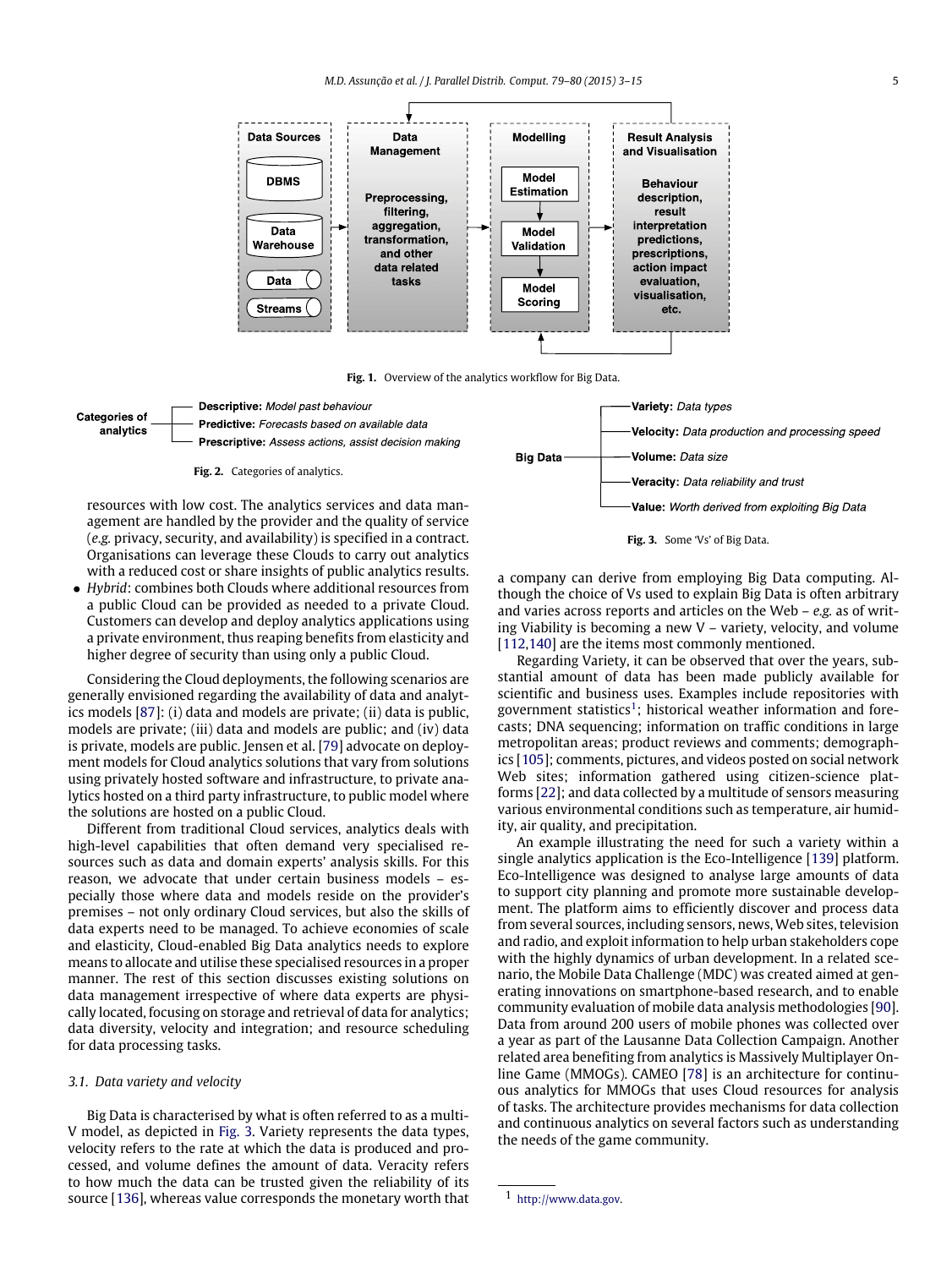Data Sources

DBMS

Data Warehouse

Data

Streams

Data Management

Preprocessing, filtering, aggregation, transformation, and other data related tasks

Modelling

Model Estimation

Model Validation

Model Scoring

Result Analysis and Visualisation

Behaviour description, result interpretation predictions, prescriptions, action impact evaluation, visualisation, etc.

**Fig. 1.** Overview of the analytics workflow for Big Data.

Categories of analytics

**Descriptive:** *Model past behaviour*

**Predictive:** *Forecasts based on available data*

**Prescriptive:** *Assess actions, assist decision making*

**Fig. 2.** Categories of analytics.

resources with low cost. The analytics services and data management are handled by the provider and the quality of service (*e.g.* privacy, security, and availability) is specified in a contract. Organisations can leverage these Clouds to carry out analytics with a reduced cost or share insights of public analytics results.

- *Hybrid*: combines both Clouds where additional resources from a public Cloud can be provided as needed to a private Cloud. Customers can develop and deploy analytics applications using a private environment, thus reaping benefits from elasticity and higher degree of security than using only a public Cloud.

Considering the Cloud deployments, the following scenarios are generally envisioned regarding the availability of data and analytics models [87]: (i) data and models are private; (ii) data is public, models are private; (iii) data and models are public; and (iv) data is private, models are public. Jensen et al. [79] advocate on deployment models for Cloud analytics solutions that vary from solutions using privately hosted software and infrastructure, to private analytics hosted on a third party infrastructure, to public model where the solutions are hosted on a public Cloud.

Different from traditional Cloud services, analytics deals with high-level capabilities that often demand very specialised resources such as data and domain experts' analysis skills. For this reason, we advocate that under certain business models – especially those where data and models reside on the provider's premises – not only ordinary Cloud services, but also the skills of data experts need to be managed. To achieve economies of scale and elasticity, Cloud-enabled Big Data analytics needs to explore means to allocate and utilise these specialised resources in a proper manner. The rest of this section discusses existing solutions on data management irrespective of where data experts are physically located, focusing on storage and retrieval of data for analytics; data diversity, velocity and integration; and resource scheduling for data processing tasks.

### 3.1. Data variety and velocity

Big Data is characterised by what is often referred to as a multi-V model, as depicted in Fig. 3. Variety represents the data types, velocity refers to the rate at which the data is produced and processed, and volume defines the amount of data. Veracity refers to how much the data can be trusted given the reliability of its source [136], whereas value corresponds the monetary worth that

Big Data

**Variety:** *Data types*

**Velocity:** *Data production and processing speed*

**Volume:** *Data size*

**Veracity:** *Data reliability and trust*

**Value:** *Worth derived from exploiting Big Data*

**Fig. 3.** Some 'Vs' of Big Data.

a company can derive from employing Big Data computing. Although the choice of Vs used to explain Big Data is often arbitrary and varies across reports and articles on the Web – *e.g.* as of writing Viability is becoming a new V – variety, velocity, and volume [112,140] are the items most commonly mentioned.

Regarding Variety, it can be observed that over the years, substantial amount of data has been made publicly available for scientific and business uses. Examples include repositories with government statistics[1]; historical weather information and forecasts; DNA sequencing; information on traffic conditions in large metropolitan areas; product reviews and comments; demographics [105]; comments, pictures, and videos posted on social network Web sites; information gathered using citizen-science platforms [22]; and data collected by a multitude of sensors measuring various environmental conditions such as temperature, air humidity, air quality, and precipitation.

An example illustrating the need for such a variety within a single analytics application is the Eco-Intelligence [139] platform. Eco-Intelligence was designed to analyse large amounts of data to support city planning and promote more sustainable development. The platform aims to efficiently discover and process data from several sources, including sensors, news, Web sites, television and radio, and exploit information to help urban stakeholders cope with the highly dynamics of urban development. In a related scenario, the Mobile Data Challenge (MDC) was created aimed at generating innovations on smartphone-based research, and to enable community evaluation of mobile data analysis methodologies [90]. Data from around 200 users of mobile phones was collected over a year as part of the Lausanne Data Collection Campaign. Another related area benefiting from analytics is Massively Multiplayer Online Game (MMOGs). CAMEO [78] is an architecture for continuous analytics for MMOGs that uses Cloud resources for analysis of tasks. The architecture provides mechanisms for data collection and continuous analytics on several factors such as understanding the needs of the game community.

[1] http://www.data.gov.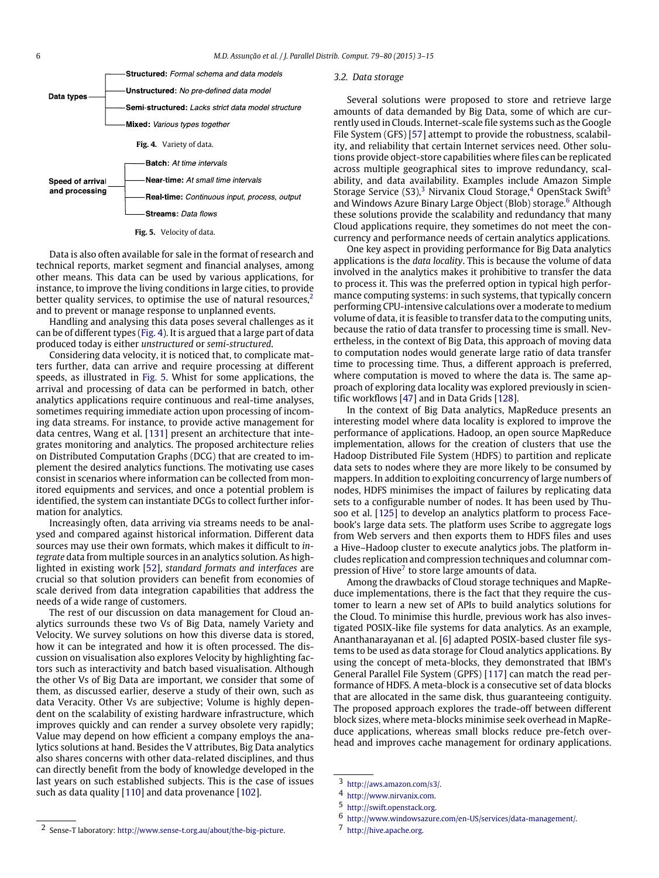Data types

- **Structured:** *Formal schema and data models*
- **Unstructured:** *No pre-defined data model*
- **Semi-structured:** *Lacks strict data model structure*
- **Mixed:** *Various types together*

**Fig. 4.** Variety of data.

Speed of arrival and processing

- **Batch:** *At time intervals*
- **Near-time:** *At small time intervals*
- **Real-time:** *Continuous input, process, output*
- **Streams:** *Data flows*

**Fig. 5.** Velocity of data.

Data is also often available for sale in the format of research and technical reports, market segment and financial analyses, among other means. This data can be used by various applications, for instance, to improve the living conditions in large cities, to provide better quality services, to optimise the use of natural resources,[2] and to prevent or manage response to unplanned events.

Handling and analysing this data poses several challenges as it can be of different types (Fig. 4). It is argued that a large part of data produced today is either *unstructured* or *semi-structured*.

Considering data velocity, it is noticed that, to complicate matters further, data can arrive and require processing at different speeds, as illustrated in Fig. 5. Whist for some applications, the arrival and processing of data can be performed in batch, other analytics applications require continuous and real-time analyses, sometimes requiring immediate action upon processing of incoming data streams. For instance, to provide active management for data centres, Wang et al. [131] present an architecture that integrates monitoring and analytics. The proposed architecture relies on Distributed Computation Graphs (DCG) that are created to implement the desired analytics functions. The motivating use cases consist in scenarios where information can be collected from monitored equipments and services, and once a potential problem is identified, the system can instantiate DCGs to collect further information for analytics.

Increasingly often, data arriving via streams needs to be analysed and compared against historical information. Different data sources may use their own formats, which makes it difficult to *integrate* data from multiple sources in an analytics solution. As highlighted in existing work [52], *standard formats and interfaces* are crucial so that solution providers can benefit from economies of scale derived from data integration capabilities that address the needs of a wide range of customers.

The rest of our discussion on data management for Cloud analytics surrounds these two Vs of Big Data, namely Variety and Velocity. We survey solutions on how this diverse data is stored, how it can be integrated and how it is often processed. The discussion on visualisation also explores Velocity by highlighting factors such as interactivity and batch based visualisation. Although the other Vs of Big Data are important, we consider that some of them, as discussed earlier, deserve a study of their own, such as data Veracity. Other Vs are subjective; Volume is highly dependent on the scalability of existing hardware infrastructure, which improves quickly and can render a survey obsolete very rapidly; Value may depend on how efficient a company employs the analytics solutions at hand. Besides the V attributes, Big Data analytics also shares concerns with other data-related disciplines, and thus can directly benefit from the body of knowledge developed in the last years on such established subjects. This is the case of issues such as data quality [110] and data provenance [102].

### 3.2. Data storage

Several solutions were proposed to store and retrieve large amounts of data demanded by Big Data, some of which are currently used in Clouds. Internet-scale file systems such as the Google File System (GFS) [57] attempt to provide the robustness, scalability, and reliability that certain Internet services need. Other solutions provide object-store capabilities where files can be replicated across multiple geographical sites to improve redundancy, scalability, and data availability. Examples include Amazon Simple Storage Service (S3),[3] Nirvanix Cloud Storage,[4] OpenStack Swift[5] and Windows Azure Binary Large Object (Blob) storage.[6] Although these solutions provide the scalability and redundancy that many Cloud applications require, they sometimes do not meet the concurrency and performance needs of certain analytics applications.

One key aspect in providing performance for Big Data analytics applications is the *data locality*. This is because the volume of data involved in the analytics makes it prohibitive to transfer the data to process it. This was the preferred option in typical high performance computing systems: in such systems, that typically concern performing CPU-intensive calculations over a moderate to medium volume of data, it is feasible to transfer data to the computing units, because the ratio of data transfer to processing time is small. Nevertheless, in the context of Big Data, this approach of moving data to computation nodes would generate large ratio of data transfer time to processing time. Thus, a different approach is preferred, where computation is moved to where the data is. The same approach of exploring data locality was explored previously in scientific workflows [47] and in Data Grids [128].

In the context of Big Data analytics, MapReduce presents an interesting model where data locality is explored to improve the performance of applications. Hadoop, an open source MapReduce implementation, allows for the creation of clusters that use the Hadoop Distributed File System (HDFS) to partition and replicate data sets to nodes where they are more likely to be consumed by mappers. In addition to exploiting concurrency of large numbers of nodes, HDFS minimises the impact of failures by replicating data sets to a configurable number of nodes. It has been used by Thusoo et al. [125] to develop an analytics platform to process Facebook's large data sets. The platform uses Scribe to aggregate logs from Web servers and then exports them to HDFS files and uses a Hive–Hadoop cluster to execute analytics jobs. The platform includes replication and compression techniques and columnar compression of Hive[7] to store large amounts of data.

Among the drawbacks of Cloud storage techniques and MapReduce implementations, there is the fact that they require the customer to learn a new set of APIs to build analytics solutions for the Cloud. To minimise this hurdle, previous work has also investigated POSIX-like file systems for data analytics. As an example, Ananthanarayanan et al. [6] adapted POSIX-based cluster file systems to be used as data storage for Cloud analytics applications. By using the concept of meta-blocks, they demonstrated that IBM's General Parallel File System (GPFS) [117] can match the read performance of HDFS. A meta-block is a consecutive set of data blocks that are allocated in the same disk, thus guaranteeing contiguity. The proposed approach explores the trade-off between different block sizes, where meta-blocks minimise seek overhead in MapReduce applications, whereas small blocks reduce pre-fetch overhead and improves cache management for ordinary applications.

2 Sense-T laboratory: http://www.sense-t.org.au/about/the-big-picture.

3 http://aws.amazon.com/s3/.

4 http://www.nirvanix.com.

5 http://swift.openstack.org.

6 http://www.windowsazure.com/en-US/services/data-management/.

7 http://hive.apache.org.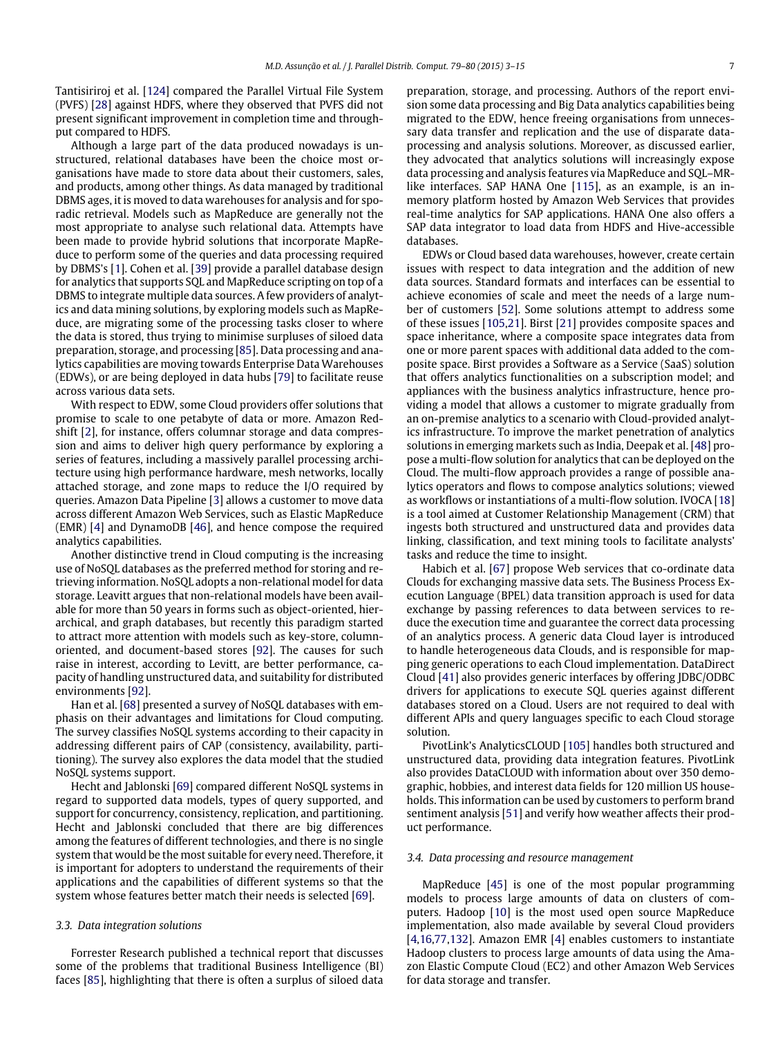Tantisiriroj et al. [124] compared the Parallel Virtual File System (PVFS) [28] against HDFS, where they observed that PVFS did not present significant improvement in completion time and throughput compared to HDFS.

Although a large part of the data produced nowadays is unstructured, relational databases have been the choice most organisations have made to store data about their customers, sales, and products, among other things. As data managed by traditional DBMS ages, it is moved to data warehouses for analysis and for sporadic retrieval. Models such as MapReduce are generally not the most appropriate to analyse such relational data. Attempts have been made to provide hybrid solutions that incorporate MapReduce to perform some of the queries and data processing required by DBMS's [1]. Cohen et al. [39] provide a parallel database design for analytics that supports SQL and MapReduce scripting on top of a DBMS to integrate multiple data sources. A few providers of analytics and data mining solutions, by exploring models such as MapReduce, are migrating some of the processing tasks closer to where the data is stored, thus trying to minimise surpluses of siloed data preparation, storage, and processing [85]. Data processing and analytics capabilities are moving towards Enterprise Data Warehouses (EDWs), or are being deployed in data hubs [79] to facilitate reuse across various data sets.

With respect to EDW, some Cloud providers offer solutions that promise to scale to one petabyte of data or more. Amazon Redshift [2], for instance, offers columnar storage and data compression and aims to deliver high query performance by exploring a series of features, including a massively parallel processing architecture using high performance hardware, mesh networks, locally attached storage, and zone maps to reduce the I/O required by queries. Amazon Data Pipeline [3] allows a customer to move data across different Amazon Web Services, such as Elastic MapReduce (EMR) [4] and DynamoDB [46], and hence compose the required analytics capabilities.

Another distinctive trend in Cloud computing is the increasing use of NoSQL databases as the preferred method for storing and retrieving information. NoSQL adopts a non-relational model for data storage. Leavitt argues that non-relational models have been available for more than 50 years in forms such as object-oriented, hierarchical, and graph databases, but recently this paradigm started to attract more attention with models such as key-store, column-oriented, and document-based stores [92]. The causes for such raise in interest, according to Levitt, are better performance, capacity of handling unstructured data, and suitability for distributed environments [92].

Han et al. [68] presented a survey of NoSQL databases with emphasis on their advantages and limitations for Cloud computing. The survey classifies NoSQL systems according to their capacity in addressing different pairs of CAP (consistency, availability, partitioning). The survey also explores the data model that the studied NoSQL systems support.

Hecht and Jablonski [69] compared different NoSQL systems in regard to supported data models, types of query supported, and support for concurrency, consistency, replication, and partitioning. Hecht and Jablonski concluded that there are big differences among the features of different technologies, and there is no single system that would be the most suitable for every need. Therefore, it is important for adopters to understand the requirements of their applications and the capabilities of different systems so that the system whose features better match their needs is selected [69].

### 3.3. Data integration solutions

Forrester Research published a technical report that discusses some of the problems that traditional Business Intelligence (BI) faces [85], highlighting that there is often a surplus of siloed data preparation, storage, and processing. Authors of the report envision some data processing and Big Data analytics capabilities being migrated to the EDW, hence freeing organisations from unnecessary data transfer and replication and the use of disparate data-processing and analysis solutions. Moreover, as discussed earlier, they advocated that analytics solutions will increasingly expose data processing and analysis features via MapReduce and SQL–MR-like interfaces. SAP HANA One [115], as an example, is an in-memory platform hosted by Amazon Web Services that provides real-time analytics for SAP applications. HANA One also offers a SAP data integrator to load data from HDFS and Hive-accessible databases.

EDWs or Cloud based data warehouses, however, create certain issues with respect to data integration and the addition of new data sources. Standard formats and interfaces can be essential to achieve economies of scale and meet the needs of a large number of customers [52]. Some solutions attempt to address some of these issues [105,21]. Birst [21] provides composite spaces and space inheritance, where a composite space integrates data from one or more parent spaces with additional data added to the composite space. Birst provides a Software as a Service (SaaS) solution that offers analytics functionalities on a subscription model; and appliances with the business analytics infrastructure, hence providing a model that allows a customer to migrate gradually from an on-premise analytics to a scenario with Cloud-provided analytics infrastructure. To improve the market penetration of analytics solutions in emerging markets such as India, Deepak et al. [48] propose a multi-flow solution for analytics that can be deployed on the Cloud. The multi-flow approach provides a range of possible analytics operators and flows to compose analytics solutions; viewed as workflows or instantiations of a multi-flow solution. IVOCA [18] is a tool aimed at Customer Relationship Management (CRM) that ingests both structured and unstructured data and provides data linking, classification, and text mining tools to facilitate analysts' tasks and reduce the time to insight.

Habich et al. [67] propose Web services that co-ordinate data Clouds for exchanging massive data sets. The Business Process Execution Language (BPEL) data transition approach is used for data exchange by passing references to data between services to reduce the execution time and guarantee the correct data processing of an analytics process. A generic data Cloud layer is introduced to handle heterogeneous data Clouds, and is responsible for mapping generic operations to each Cloud implementation. DataDirect Cloud [41] also provides generic interfaces by offering JDBC/ODBC drivers for applications to execute SQL queries against different databases stored on a Cloud. Users are not required to deal with different APIs and query languages specific to each Cloud storage solution.

PivotLink's AnalyticsCLOUD [105] handles both structured and unstructured data, providing data integration features. PivotLink also provides DataCLOUD with information about over 350 demographic, hobbies, and interest data fields for 120 million US households. This information can be used by customers to perform brand sentiment analysis [51] and verify how weather affects their product performance.

### 3.4. Data processing and resource management

MapReduce [45] is one of the most popular programming models to process large amounts of data on clusters of computers. Hadoop [10] is the most used open source MapReduce implementation, also made available by several Cloud providers [4,16,77,132]. Amazon EMR [4] enables customers to instantiate Hadoop clusters to process large amounts of data using the Amazon Elastic Compute Cloud (EC2) and other Amazon Web Services for data storage and transfer.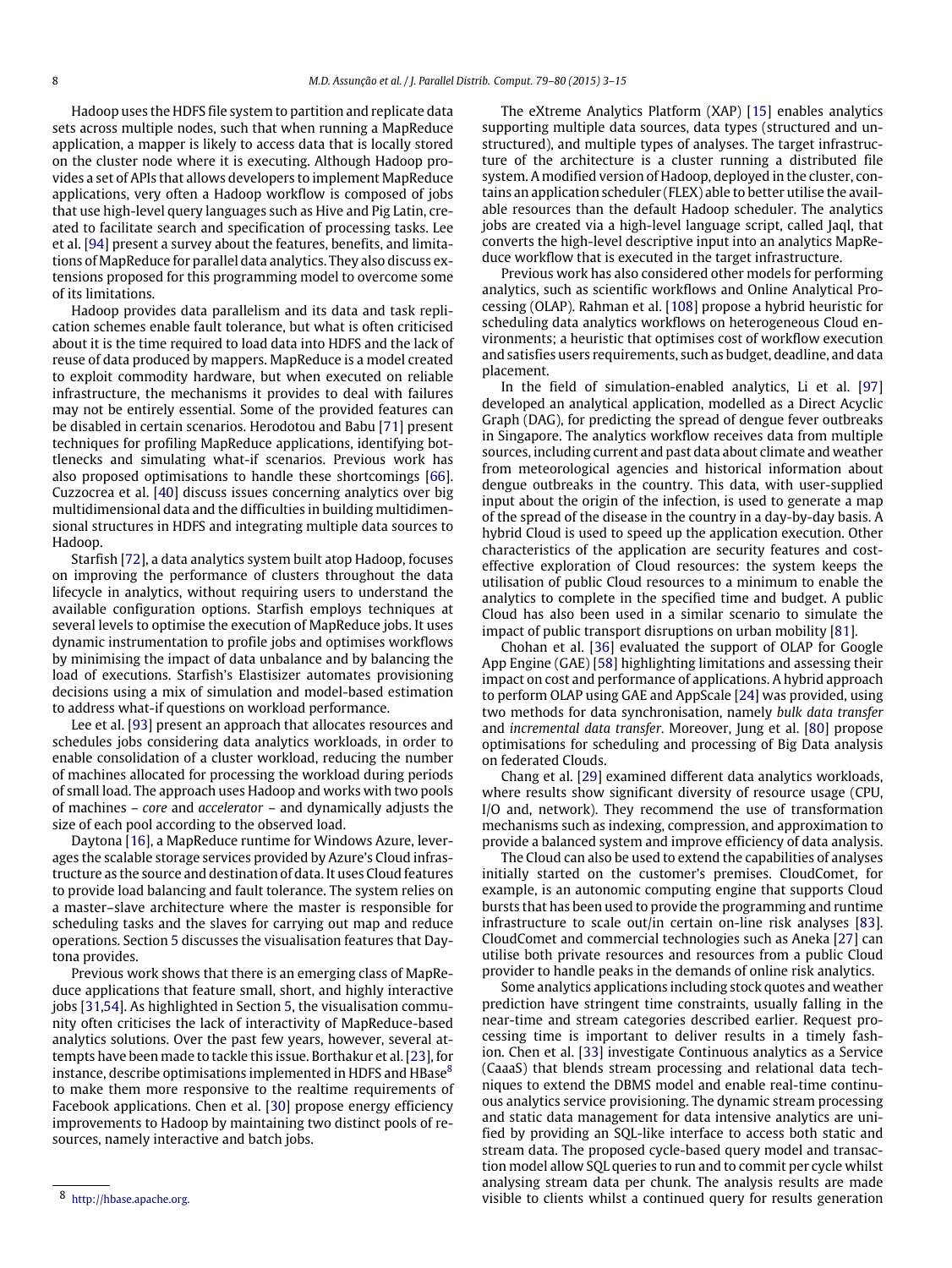Hadoop uses the HDFS file system to partition and replicate data sets across multiple nodes, such that when running a MapReduce application, a mapper is likely to access data that is locally stored on the cluster node where it is executing. Although Hadoop provides a set of APIs that allows developers to implement MapReduce applications, very often a Hadoop workflow is composed of jobs that use high-level query languages such as Hive and Pig Latin, created to facilitate search and specification of processing tasks. Lee et al. [94] present a survey about the features, benefits, and limitations of MapReduce for parallel data analytics. They also discuss extensions proposed for this programming model to overcome some of its limitations.

Hadoop provides data parallelism and its data and task replication schemes enable fault tolerance, but what is often criticised about it is the time required to load data into HDFS and the lack of reuse of data produced by mappers. MapReduce is a model created to exploit commodity hardware, but when executed on reliable infrastructure, the mechanisms it provides to deal with failures may not be entirely essential. Some of the provided features can be disabled in certain scenarios. Herodotou and Babu [71] present techniques for profiling MapReduce applications, identifying bottlenecks and simulating what-if scenarios. Previous work has also proposed optimisations to handle these shortcomings [66]. Cuzzocrea et al. [40] discuss issues concerning analytics over big multidimensional data and the difficulties in building multidimensional structures in HDFS and integrating multiple data sources to Hadoop.

Starfish [72], a data analytics system built atop Hadoop, focuses on improving the performance of clusters throughout the data lifecycle in analytics, without requiring users to understand the available configuration options. Starfish employs techniques at several levels to optimise the execution of MapReduce jobs. It uses dynamic instrumentation to profile jobs and optimises workflows by minimising the impact of data unbalance and by balancing the load of executions. Starfish's Elastisizer automates provisioning decisions using a mix of simulation and model-based estimation to address what-if questions on workload performance.

Lee et al. [93] present an approach that allocates resources and schedules jobs considering data analytics workloads, in order to enable consolidation of a cluster workload, reducing the number of machines allocated for processing the workload during periods of small load. The approach uses Hadoop and works with two pools of machines – *core* and *accelerator* – and dynamically adjusts the size of each pool according to the observed load.

Daytona [16], a MapReduce runtime for Windows Azure, leverages the scalable storage services provided by Azure's Cloud infrastructure as the source and destination of data. It uses Cloud features to provide load balancing and fault tolerance. The system relies on a master–slave architecture where the master is responsible for scheduling tasks and the slaves for carrying out map and reduce operations. Section 5 discusses the visualisation features that Daytona provides.

Previous work shows that there is an emerging class of MapReduce applications that feature small, short, and highly interactive jobs [31,54]. As highlighted in Section 5, the visualisation community often criticises the lack of interactivity of MapReduce-based analytics solutions. Over the past few years, however, several attempts have been made to tackle this issue. Borthakur et al. [23], for instance, describe optimisations implemented in HDFS and HBase[8] to make them more responsive to the realtime requirements of Facebook applications. Chen et al. [30] propose energy efficiency improvements to Hadoop by maintaining two distinct pools of resources, namely interactive and batch jobs.

The eXtreme Analytics Platform (XAP) [15] enables analytics supporting multiple data sources, data types (structured and unstructured), and multiple types of analyses. The target infrastructure of the architecture is a cluster running a distributed file system. A modified version of Hadoop, deployed in the cluster, contains an application scheduler (FLEX) able to better utilise the available resources than the default Hadoop scheduler. The analytics jobs are created via a high-level language script, called Jaql, that converts the high-level descriptive input into an analytics MapReduce workflow that is executed in the target infrastructure.

Previous work has also considered other models for performing analytics, such as scientific workflows and Online Analytical Processing (OLAP). Rahman et al. [108] propose a hybrid heuristic for scheduling data analytics workflows on heterogeneous Cloud environments; a heuristic that optimises cost of workflow execution and satisfies users requirements, such as budget, deadline, and data placement.

In the field of simulation-enabled analytics, Li et al. [97] developed an analytical application, modelled as a Direct Acyclic Graph (DAG), for predicting the spread of dengue fever outbreaks in Singapore. The analytics workflow receives data from multiple sources, including current and past data about climate and weather from meteorological agencies and historical information about dengue outbreaks in the country. This data, with user-supplied input about the origin of the infection, is used to generate a map of the spread of the disease in the country in a day-by-day basis. A hybrid Cloud is used to speed up the application execution. Other characteristics of the application are security features and cost-effective exploration of Cloud resources: the system keeps the utilisation of public Cloud resources to a minimum to enable the analytics to complete in the specified time and budget. A public Cloud has also been used in a similar scenario to simulate the impact of public transport disruptions on urban mobility [81].

Chohan et al. [36] evaluated the support of OLAP for Google App Engine (GAE) [58] highlighting limitations and assessing their impact on cost and performance of applications. A hybrid approach to perform OLAP using GAE and AppScale [24] was provided, using two methods for data synchronisation, namely *bulk data transfer* and *incremental data transfer*. Moreover, Jung et al. [80] propose optimisations for scheduling and processing of Big Data analysis on federated Clouds.

Chang et al. [29] examined different data analytics workloads, where results show significant diversity of resource usage (CPU, I/O and, network). They recommend the use of transformation mechanisms such as indexing, compression, and approximation to provide a balanced system and improve efficiency of data analysis.

The Cloud can also be used to extend the capabilities of analyses initially started on the customer's premises. CloudComet, for example, is an autonomic computing engine that supports Cloud bursts that has been used to provide the programming and runtime infrastructure to scale out/in certain on-line risk analyses [83]. CloudComet and commercial technologies such as Aneka [27] can utilise both private resources and resources from a public Cloud provider to handle peaks in the demands of online risk analytics.

Some analytics applications including stock quotes and weather prediction have stringent time constraints, usually falling in the near-time and stream categories described earlier. Request processing time is important to deliver results in a timely fashion. Chen et al. [33] investigate Continuous analytics as a Service (CaaaS) that blends stream processing and relational data techniques to extend the DBMS model and enable real-time continuous analytics service provisioning. The dynamic stream processing and static data management for data intensive analytics are unified by providing an SQL-like interface to access both static and stream data. The proposed cycle-based query model and transaction model allow SQL queries to run and to commit per cycle whilst analysing stream data per chunk. The analysis results are made visible to clients whilst a continued query for results generation

[8] http://hbase.apache.org.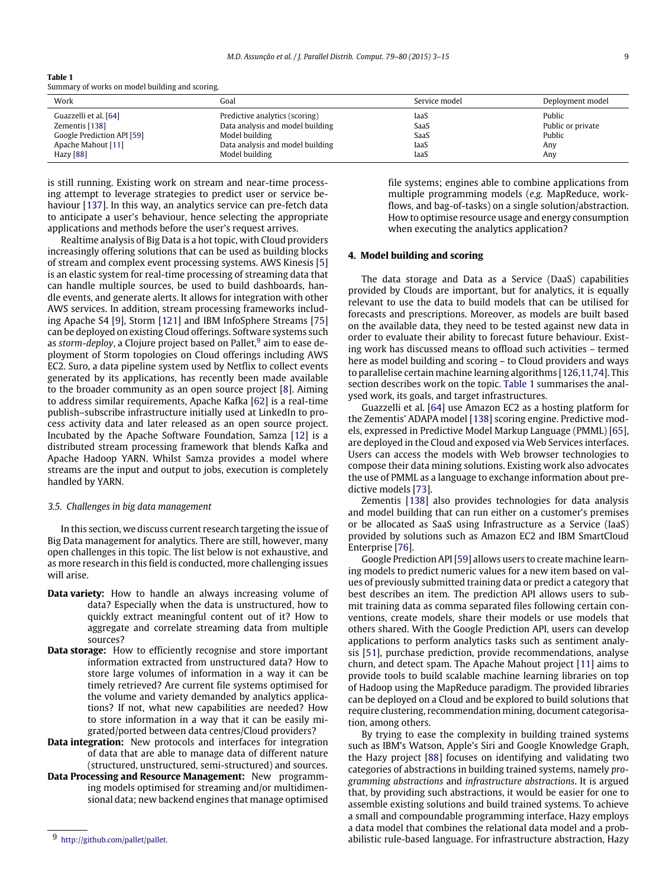Table 1
Summary of works on model building and scoring.

| Work | Goal | Service model | Deployment model |
|---|---|---|---|
| Guazzelli et al. [64] | Predictive analytics (scoring) | IaaS | Public |
| Zementis [138] | Data analysis and model building | SaaS | Public or private |
| Google Prediction API [59] | Model building | SaaS | Public |
| Apache Mahout [11] | Data analysis and model building | IaaS | Any |
| Hazy [88] | Model building | IaaS | Any |

is still running. Existing work on stream and near-time processing attempt to leverage strategies to predict user or service behaviour [137]. In this way, an analytics service can pre-fetch data to anticipate a user's behaviour, hence selecting the appropriate applications and methods before the user's request arrives.

Realtime analysis of Big Data is a hot topic, with Cloud providers increasingly offering solutions that can be used as building blocks of stream and complex event processing systems. AWS Kinesis [5] is an elastic system for real-time processing of streaming data that can handle multiple sources, be used to build dashboards, handle events, and generate alerts. It allows for integration with other AWS services. In addition, stream processing frameworks including Apache S4 [9], Storm [121] and IBM InfoSphere Streams [75] can be deployed on existing Cloud offerings. Software systems such as *storm-deploy*, a Clojure project based on Pallet,[9] aim to ease deployment of Storm topologies on Cloud offerings including AWS EC2. Suro, a data pipeline system used by Netflix to collect events generated by its applications, has recently been made available to the broader community as an open source project [8]. Aiming to address similar requirements, Apache Kafka [62] is a real-time publish–subscribe infrastructure initially used at LinkedIn to process activity data and later released as an open source project. Incubated by the Apache Software Foundation, Samza [12] is a distributed stream processing framework that blends Kafka and Apache Hadoop YARN. Whilst Samza provides a model where streams are the input and output to jobs, execution is completely handled by YARN.

### 3.5. Challenges in big data management

In this section, we discuss current research targeting the issue of Big Data management for analytics. There are still, however, many open challenges in this topic. The list below is not exhaustive, and as more research in this field is conducted, more challenging issues will arise.

- **Data variety:** How to handle an always increasing volume of data? Especially when the data is unstructured, how to quickly extract meaningful content out of it? How to aggregate and correlate streaming data from multiple sources?
- **Data storage:** How to efficiently recognise and store important information extracted from unstructured data? How to store large volumes of information in a way it can be timely retrieved? Are current file systems optimised for the volume and variety demanded by analytics applications? If not, what new capabilities are needed? How to store information in a way that it can be easily migrated/ported between data centres/Cloud providers?
- **Data integration:** New protocols and interfaces for integration of data that are able to manage data of different nature (structured, unstructured, semi-structured) and sources.
- **Data Processing and Resource Management:** New programming models optimised for streaming and/or multidimensional data; new backend engines that manage optimised file systems; engines able to combine applications from multiple programming models (*e.g.* MapReduce, workflows, and bag-of-tasks) on a single solution/abstraction. How to optimise resource usage and energy consumption when executing the analytics application?

## 4. Model building and scoring

The data storage and Data as a Service (DaaS) capabilities provided by Clouds are important, but for analytics, it is equally relevant to use the data to build models that can be utilised for forecasts and prescriptions. Moreover, as models are built based on the available data, they need to be tested against new data in order to evaluate their ability to forecast future behaviour. Existing work has discussed means to offload such activities – termed here as model building and scoring – to Cloud providers and ways to parallelise certain machine learning algorithms [126,11,74]. This section describes work on the topic. Table 1 summarises the analysed work, its goals, and target infrastructures.

Guazzelli et al. [64] use Amazon EC2 as a hosting platform for the Zementis' ADAPA model [138] scoring engine. Predictive models, expressed in Predictive Model Markup Language (PMML) [65], are deployed in the Cloud and exposed via Web Services interfaces. Users can access the models with Web browser technologies to compose their data mining solutions. Existing work also advocates the use of PMML as a language to exchange information about predictive models [73].

Zementis [138] also provides technologies for data analysis and model building that can run either on a customer's premises or be allocated as SaaS using Infrastructure as a Service (IaaS) provided by solutions such as Amazon EC2 and IBM SmartCloud Enterprise [76].

Google Prediction API [59] allows users to create machine learning models to predict numeric values for a new item based on values of previously submitted training data or predict a category that best describes an item. The prediction API allows users to submit training data as comma separated files following certain conventions, create models, share their models or use models that others shared. With the Google Prediction API, users can develop applications to perform analytics tasks such as sentiment analysis [51], purchase prediction, provide recommendations, analyse churn, and detect spam. The Apache Mahout project [11] aims to provide tools to build scalable machine learning libraries on top of Hadoop using the MapReduce paradigm. The provided libraries can be deployed on a Cloud and be explored to build solutions that require clustering, recommendation mining, document categorisation, among others.

By trying to ease the complexity in building trained systems such as IBM's Watson, Apple's Siri and Google Knowledge Graph, the Hazy project [88] focuses on identifying and validating two categories of abstractions in building trained systems, namely *programming abstractions* and *infrastructure abstractions*. It is argued that, by providing such abstractions, it would be easier for one to assemble existing solutions and build trained systems. To achieve a small and compoundable programming interface, Hazy employs a data model that combines the relational data model and a probabilistic rule-based language. For infrastructure abstraction, Hazy

[9] http://github.com/pallet/pallet.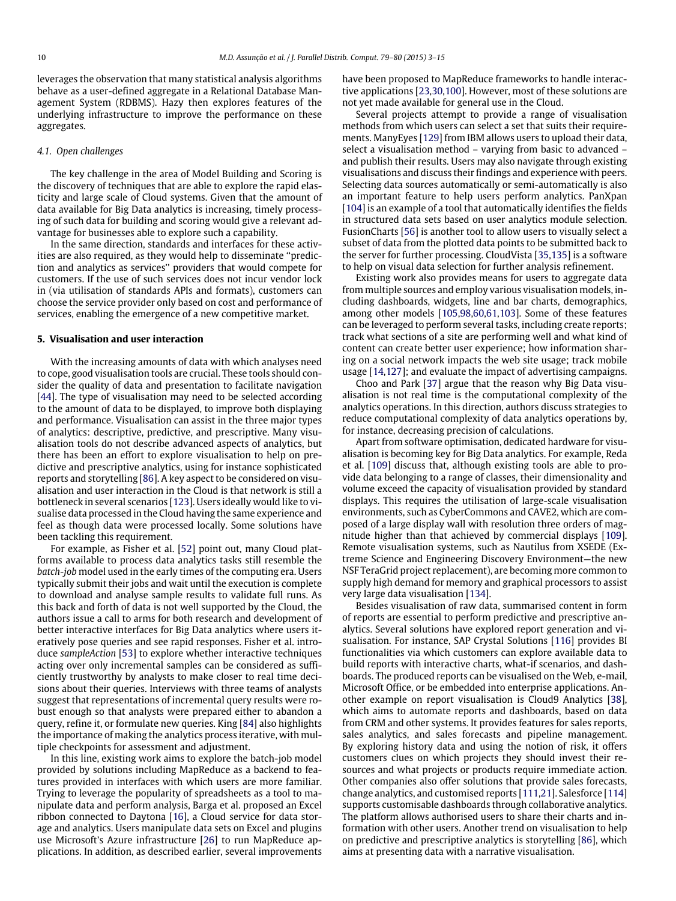leverages the observation that many statistical analysis algorithms behave as a user-defined aggregate in a Relational Database Management System (RDBMS). Hazy then explores features of the underlying infrastructure to improve the performance on these aggregates.

### 4.1. Open challenges

The key challenge in the area of Model Building and Scoring is the discovery of techniques that are able to explore the rapid elasticity and large scale of Cloud systems. Given that the amount of data available for Big Data analytics is increasing, timely processing of such data for building and scoring would give a relevant advantage for businesses able to explore such a capability.

In the same direction, standards and interfaces for these activities are also required, as they would help to disseminate "prediction and analytics as services" providers that would compete for customers. If the use of such services does not incur vendor lock in (via utilisation of standards APIs and formats), customers can choose the service provider only based on cost and performance of services, enabling the emergence of a new competitive market.

## 5. Visualisation and user interaction

With the increasing amounts of data with which analyses need to cope, good visualisation tools are crucial. These tools should consider the quality of data and presentation to facilitate navigation [44]. The type of visualisation may need to be selected according to the amount of data to be displayed, to improve both displaying and performance. Visualisation can assist in the three major types of analytics: descriptive, predictive, and prescriptive. Many visualisation tools do not describe advanced aspects of analytics, but there has been an effort to explore visualisation to help on predictive and prescriptive analytics, using for instance sophisticated reports and storytelling [86]. A key aspect to be considered on visualisation and user interaction in the Cloud is that network is still a bottleneck in several scenarios [123]. Users ideally would like to visualise data processed in the Cloud having the same experience and feel as though data were processed locally. Some solutions have been tackling this requirement.

For example, as Fisher et al. [52] point out, many Cloud platforms available to process data analytics tasks still resemble the *batch-job* model used in the early times of the computing era. Users typically submit their jobs and wait until the execution is complete to download and analyse sample results to validate full runs. As this back and forth of data is not well supported by the Cloud, the authors issue a call to arms for both research and development of better interactive interfaces for Big Data analytics where users iteratively pose queries and see rapid responses. Fisher et al. introduce *sampleAction* [53] to explore whether interactive techniques acting over only incremental samples can be considered as sufficiently trustworthy by analysts to make closer to real time decisions about their queries. Interviews with three teams of analysts suggest that representations of incremental query results were robust enough so that analysts were prepared either to abandon a query, refine it, or formulate new queries. King [84] also highlights the importance of making the analytics process iterative, with multiple checkpoints for assessment and adjustment.

In this line, existing work aims to explore the batch-job model provided by solutions including MapReduce as a backend to features provided in interfaces with which users are more familiar. Trying to leverage the popularity of spreadsheets as a tool to manipulate data and perform analysis, Barga et al. proposed an Excel ribbon connected to Daytona [16], a Cloud service for data storage and analytics. Users manipulate data sets on Excel and plugins use Microsoft's Azure infrastructure [26] to run MapReduce applications. In addition, as described earlier, several improvements have been proposed to MapReduce frameworks to handle interactive applications [23,30,100]. However, most of these solutions are not yet made available for general use in the Cloud.

Several projects attempt to provide a range of visualisation methods from which users can select a set that suits their requirements. ManyEyes [129] from IBM allows users to upload their data, select a visualisation method – varying from basic to advanced – and publish their results. Users may also navigate through existing visualisations and discuss their findings and experience with peers. Selecting data sources automatically or semi-automatically is also an important feature to help users perform analytics. PanXpan [104] is an example of a tool that automatically identifies the fields in structured data sets based on user analytics module selection. FusionCharts [56] is another tool to allow users to visually select a subset of data from the plotted data points to be submitted back to the server for further processing. CloudVista [35,135] is a software to help on visual data selection for further analysis refinement.

Existing work also provides means for users to aggregate data from multiple sources and employ various visualisation models, including dashboards, widgets, line and bar charts, demographics, among other models [105,98,60,61,103]. Some of these features can be leveraged to perform several tasks, including create reports; track what sections of a site are performing well and what kind of content can create better user experience; how information sharing on a social network impacts the web site usage; track mobile usage [14,127]; and evaluate the impact of advertising campaigns.

Choo and Park [37] argue that the reason why Big Data visualisation is not real time is the computational complexity of the analytics operations. In this direction, authors discuss strategies to reduce computational complexity of data analytics operations by, for instance, decreasing precision of calculations.

Apart from software optimisation, dedicated hardware for visualisation is becoming key for Big Data analytics. For example, Reda et al. [109] discuss that, although existing tools are able to provide data belonging to a range of classes, their dimensionality and volume exceed the capacity of visualisation provided by standard displays. This requires the utilisation of large-scale visualisation environments, such as CyberCommons and CAVE2, which are composed of a large display wall with resolution three orders of magnitude higher than that achieved by commercial displays [109]. Remote visualisation systems, such as Nautilus from XSEDE (Extreme Science and Engineering Discovery Environment—the new NSF TeraGrid project replacement), are becoming more common to supply high demand for memory and graphical processors to assist very large data visualisation [134].

Besides visualisation of raw data, summarised content in form of reports are essential to perform predictive and prescriptive analytics. Several solutions have explored report generation and visualisation. For instance, SAP Crystal Solutions [116] provides BI functionalities via which customers can explore available data to build reports with interactive charts, what-if scenarios, and dashboards. The produced reports can be visualised on the Web, e-mail, Microsoft Office, or be embedded into enterprise applications. Another example on report visualisation is Cloud9 Analytics [38], which aims to automate reports and dashboards, based on data from CRM and other systems. It provides features for sales reports, sales analytics, and sales forecasts and pipeline management. By exploring history data and using the notion of risk, it offers customers clues on which projects they should invest their resources and what projects or products require immediate action. Other companies also offer solutions that provide sales forecasts, change analytics, and customised reports [111,21]. Salesforce [114] supports customisable dashboards through collaborative analytics. The platform allows authorised users to share their charts and information with other users. Another trend on visualisation to help on predictive and prescriptive analytics is storytelling [86], which aims at presenting data with a narrative visualisation.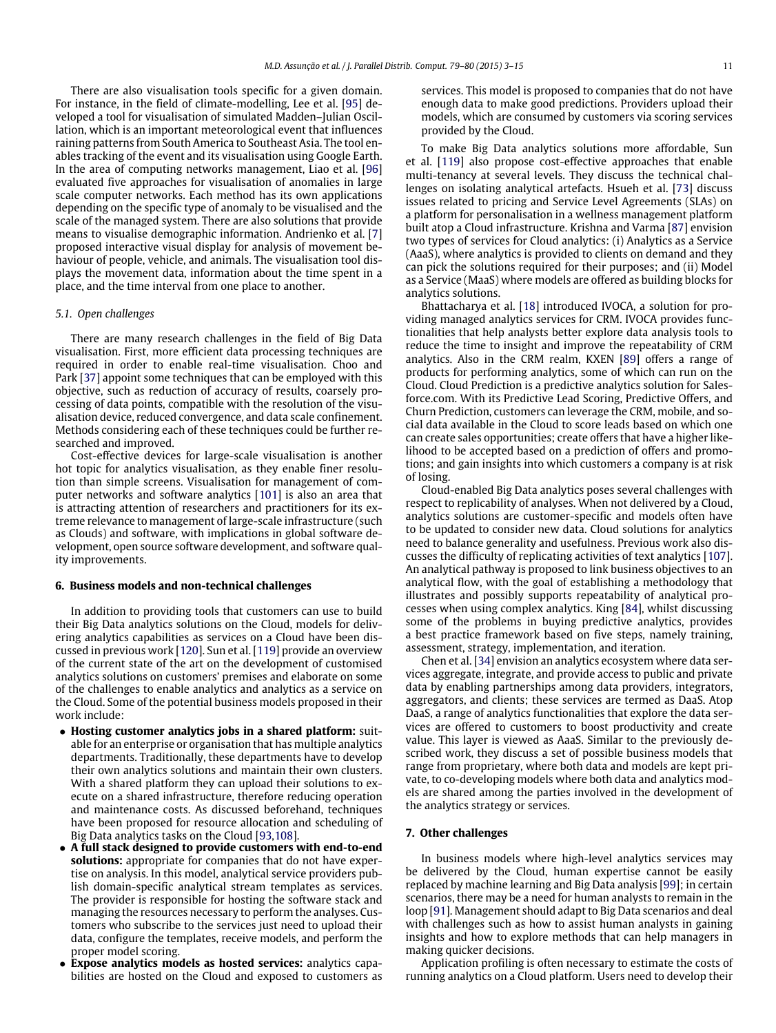There are also visualisation tools specific for a given domain. For instance, in the field of climate-modelling, Lee et al. [95] developed a tool for visualisation of simulated Madden–Julian Oscillation, which is an important meteorological event that influences raining patterns from South America to Southeast Asia. The tool enables tracking of the event and its visualisation using Google Earth. In the area of computing networks management, Liao et al. [96] evaluated five approaches for visualisation of anomalies in large scale computer networks. Each method has its own applications depending on the specific type of anomaly to be visualised and the scale of the managed system. There are also solutions that provide means to visualise demographic information. Andrienko et al. [7] proposed interactive visual display for analysis of movement behaviour of people, vehicle, and animals. The visualisation tool displays the movement data, information about the time spent in a place, and the time interval from one place to another.

### 5.1. Open challenges

There are many research challenges in the field of Big Data visualisation. First, more efficient data processing techniques are required in order to enable real-time visualisation. Choo and Park [37] appoint some techniques that can be employed with this objective, such as reduction of accuracy of results, coarsely processing of data points, compatible with the resolution of the visualisation device, reduced convergence, and data scale confinement. Methods considering each of these techniques could be further researched and improved.

Cost-effective devices for large-scale visualisation is another hot topic for analytics visualisation, as they enable finer resolution than simple screens. Visualisation for management of computer networks and software analytics [101] is also an area that is attracting attention of researchers and practitioners for its extreme relevance to management of large-scale infrastructure (such as Clouds) and software, with implications in global software development, open source software development, and software quality improvements.

## 6. Business models and non-technical challenges

In addition to providing tools that customers can use to build their Big Data analytics solutions on the Cloud, models for delivering analytics capabilities as services on a Cloud have been discussed in previous work [120]. Sun et al. [119] provide an overview of the current state of the art on the development of customised analytics solutions on customers' premises and elaborate on some of the challenges to enable analytics and analytics as a service on the Cloud. Some of the potential business models proposed in their work include:

- **Hosting customer analytics jobs in a shared platform:** suitable for an enterprise or organisation that has multiple analytics departments. Traditionally, these departments have to develop their own analytics solutions and maintain their own clusters. With a shared platform they can upload their solutions to execute on a shared infrastructure, therefore reducing operation and maintenance costs. As discussed beforehand, techniques have been proposed for resource allocation and scheduling of Big Data analytics tasks on the Cloud [93,108].
- **A full stack designed to provide customers with end-to-end solutions:** appropriate for companies that do not have expertise on analysis. In this model, analytical service providers publish domain-specific analytical stream templates as services. The provider is responsible for hosting the software stack and managing the resources necessary to perform the analyses. Customers who subscribe to the services just need to upload their data, configure the templates, receive models, and perform the proper model scoring.
- **Expose analytics models as hosted services:** analytics capabilities are hosted on the Cloud and exposed to customers as services. This model is proposed to companies that do not have enough data to make good predictions. Providers upload their models, which are consumed by customers via scoring services provided by the Cloud.

To make Big Data analytics solutions more affordable, Sun et al. [119] also propose cost-effective approaches that enable multi-tenancy at several levels. They discuss the technical challenges on isolating analytical artefacts. Hsueh et al. [73] discuss issues related to pricing and Service Level Agreements (SLAs) on a platform for personalisation in a wellness management platform built atop a Cloud infrastructure. Krishna and Varma [87] envision two types of services for Cloud analytics: (i) Analytics as a Service (AaaS), where analytics is provided to clients on demand and they can pick the solutions required for their purposes; and (ii) Model as a Service (MaaS) where models are offered as building blocks for analytics solutions.

Bhattacharya et al. [18] introduced IVOCA, a solution for providing managed analytics services for CRM. IVOCA provides functionalities that help analysts better explore data analysis tools to reduce the time to insight and improve the repeatability of CRM analytics. Also in the CRM realm, KXEN [89] offers a range of products for performing analytics, some of which can run on the Cloud. Cloud Prediction is a predictive analytics solution for Salesforce.com. With its Predictive Lead Scoring, Predictive Offers, and Churn Prediction, customers can leverage the CRM, mobile, and social data available in the Cloud to score leads based on which one can create sales opportunities; create offers that have a higher likelihood to be accepted based on a prediction of offers and promotions; and gain insights into which customers a company is at risk of losing.

Cloud-enabled Big Data analytics poses several challenges with respect to replicability of analyses. When not delivered by a Cloud, analytics solutions are customer-specific and models often have to be updated to consider new data. Cloud solutions for analytics need to balance generality and usefulness. Previous work also discusses the difficulty of replicating activities of text analytics [107]. An analytical pathway is proposed to link business objectives to an analytical flow, with the goal of establishing a methodology that illustrates and possibly supports repeatability of analytical processes when using complex analytics. King [84], whilst discussing some of the problems in buying predictive analytics, provides a best practice framework based on five steps, namely training, assessment, strategy, implementation, and iteration.

Chen et al. [34] envision an analytics ecosystem where data services aggregate, integrate, and provide access to public and private data by enabling partnerships among data providers, integrators, aggregators, and clients; these services are termed as DaaS. Atop DaaS, a range of analytics functionalities that explore the data services are offered to customers to boost productivity and create value. This layer is viewed as AaaS. Similar to the previously described work, they discuss a set of possible business models that range from proprietary, where both data and models are kept private, to co-developing models where both data and analytics models are shared among the parties involved in the development of the analytics strategy or services.

## 7. Other challenges

In business models where high-level analytics services may be delivered by the Cloud, human expertise cannot be easily replaced by machine learning and Big Data analysis [99]; in certain scenarios, there may be a need for human analysts to remain in the loop [91]. Management should adapt to Big Data scenarios and deal with challenges such as how to assist human analysts in gaining insights and how to explore methods that can help managers in making quicker decisions.

Application profiling is often necessary to estimate the costs of running analytics on a Cloud platform. Users need to develop their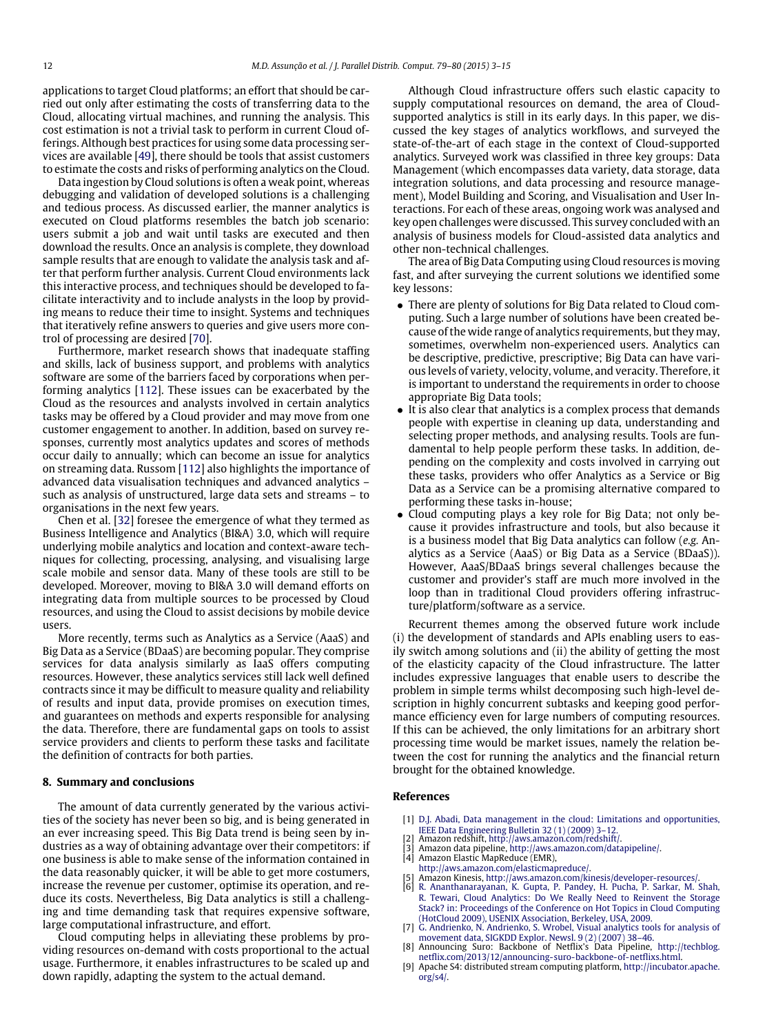applications to target Cloud platforms; an effort that should be carried out only after estimating the costs of transferring data to the Cloud, allocating virtual machines, and running the analysis. This cost estimation is not a trivial task to perform in current Cloud offerings. Although best practices for using some data processing services are available [49], there should be tools that assist customers to estimate the costs and risks of performing analytics on the Cloud.

Data ingestion by Cloud solutions is often a weak point, whereas debugging and validation of developed solutions is a challenging and tedious process. As discussed earlier, the manner analytics is executed on Cloud platforms resembles the batch job scenario: users submit a job and wait until tasks are executed and then download the results. Once an analysis is complete, they download sample results that are enough to validate the analysis task and after that perform further analysis. Current Cloud environments lack this interactive process, and techniques should be developed to facilitate interactivity and to include analysts in the loop by providing means to reduce their time to insight. Systems and techniques that iteratively refine answers to queries and give users more control of processing are desired [70].

Furthermore, market research shows that inadequate staffing and skills, lack of business support, and problems with analytics software are some of the barriers faced by corporations when performing analytics [112]. These issues can be exacerbated by the Cloud as the resources and analysts involved in certain analytics tasks may be offered by a Cloud provider and may move from one customer engagement to another. In addition, based on survey responses, currently most analytics updates and scores of methods occur daily to annually; which can become an issue for analytics on streaming data. Russom [112] also highlights the importance of advanced data visualisation techniques and advanced analytics – such as analysis of unstructured, large data sets and streams – to organisations in the next few years.

Chen et al. [32] foresee the emergence of what they termed as Business Intelligence and Analytics (BI&A) 3.0, which will require underlying mobile analytics and location and context-aware techniques for collecting, processing, analysing, and visualising large scale mobile and sensor data. Many of these tools are still to be developed. Moreover, moving to BI&A 3.0 will demand efforts on integrating data from multiple sources to be processed by Cloud resources, and using the Cloud to assist decisions by mobile device users.

More recently, terms such as Analytics as a Service (AaaS) and Big Data as a Service (BDaaS) are becoming popular. They comprise services for data analysis similarly as IaaS offers computing resources. However, these analytics services still lack well defined contracts since it may be difficult to measure quality and reliability of results and input data, provide promises on execution times, and guarantees on methods and experts responsible for analysing the data. Therefore, there are fundamental gaps on tools to assist service providers and clients to perform these tasks and facilitate the definition of contracts for both parties.

## 8. Summary and conclusions

The amount of data currently generated by the various activities of the society has never been so big, and is being generated in an ever increasing speed. This Big Data trend is being seen by industries as a way of obtaining advantage over their competitors: if one business is able to make sense of the information contained in the data reasonably quicker, it will be able to get more costumers, increase the revenue per customer, optimise its operation, and reduce its costs. Nevertheless, Big Data analytics is still a challenging and time demanding task that requires expensive software, large computational infrastructure, and effort.

Cloud computing helps in alleviating these problems by providing resources on-demand with costs proportional to the actual usage. Furthermore, it enables infrastructures to be scaled up and down rapidly, adapting the system to the actual demand.

Although Cloud infrastructure offers such elastic capacity to supply computational resources on demand, the area of Cloud-supported analytics is still in its early days. In this paper, we discussed the key stages of analytics workflows, and surveyed the state-of-the-art of each stage in the context of Cloud-supported analytics. Surveyed work was classified in three key groups: Data Management (which encompasses data variety, data storage, data integration solutions, and data processing and resource management), Model Building and Scoring, and Visualisation and User Interactions. For each of these areas, ongoing work was analysed and key open challenges were discussed. This survey concluded with an analysis of business models for Cloud-assisted data analytics and other non-technical challenges.

The area of Big Data Computing using Cloud resources is moving fast, and after surveying the current solutions we identified some key lessons:

- There are plenty of solutions for Big Data related to Cloud computing. Such a large number of solutions have been created because of the wide range of analytics requirements, but they may, sometimes, overwhelm non-experienced users. Analytics can be descriptive, predictive, prescriptive; Big Data can have various levels of variety, velocity, volume, and veracity. Therefore, it is important to understand the requirements in order to choose appropriate Big Data tools;
- It is also clear that analytics is a complex process that demands people with expertise in cleaning up data, understanding and selecting proper methods, and analysing results. Tools are fundamental to help people perform these tasks. In addition, depending on the complexity and costs involved in carrying out these tasks, providers who offer Analytics as a Service or Big Data as a Service can be a promising alternative compared to performing these tasks in-house;
- Cloud computing plays a key role for Big Data; not only because it provides infrastructure and tools, but also because it is a business model that Big Data analytics can follow (*e.g.* Analytics as a Service (AaaS) or Big Data as a Service (BDaaS)). However, AaaS/BDaaS brings several challenges because the customer and provider's staff are much more involved in the loop than in traditional Cloud providers offering infrastructure/platform/software as a service.

Recurrent themes among the observed future work include (i) the development of standards and APIs enabling users to easily switch among solutions and (ii) the ability of getting the most of the elasticity capacity of the Cloud infrastructure. The latter includes expressive languages that enable users to describe the problem in simple terms whilst decomposing such high-level description in highly concurrent subtasks and keeping good performance efficiency even for large numbers of computing resources. If this can be achieved, the only limitations for an arbitrary short processing time would be market issues, namely the relation between the cost for running the analytics and the financial return brought for the obtained knowledge.

## References

[1] D.J. Abadi, Data management in the cloud: Limitations and opportunities, IEEE Data Engineering Bulletin 32 (1) (2009) 3–12.
[2] Amazon redshift, http://aws.amazon.com/redshift/.
[3] Amazon data pipeline, http://aws.amazon.com/datapipeline/.
[4] Amazon Elastic MapReduce (EMR), http://aws.amazon.com/elasticmapreduce/.
[5] Amazon Kinesis, http://aws.amazon.com/kinesis/developer-resources/.
[6] R. Ananthanarayanan, K. Gupta, P. Pandey, H. Pucha, P. Sarkar, M. Shah, R. Tewari, Cloud Analytics: Do We Really Need to Reinvent the Storage Stack? in: Proceedings of the Conference on Hot Topics in Cloud Computing (HotCloud 2009), USENIX Association, Berkeley, USA, 2009.
[7] G. Andrienko, N. Andrienko, S. Wrobel, Visual analytics tools for analysis of movement data, SIGKDD Explor. Newsl. 9 (2) (2007) 38–46.
[8] Announcing Suro: Backbone of Netflix's Data Pipeline, http://techblog.netflix.com/2013/12/announcing-suro-backbone-of-netflixs.html.
[9] Apache S4: distributed stream computing platform, http://incubator.apache.org/s4/.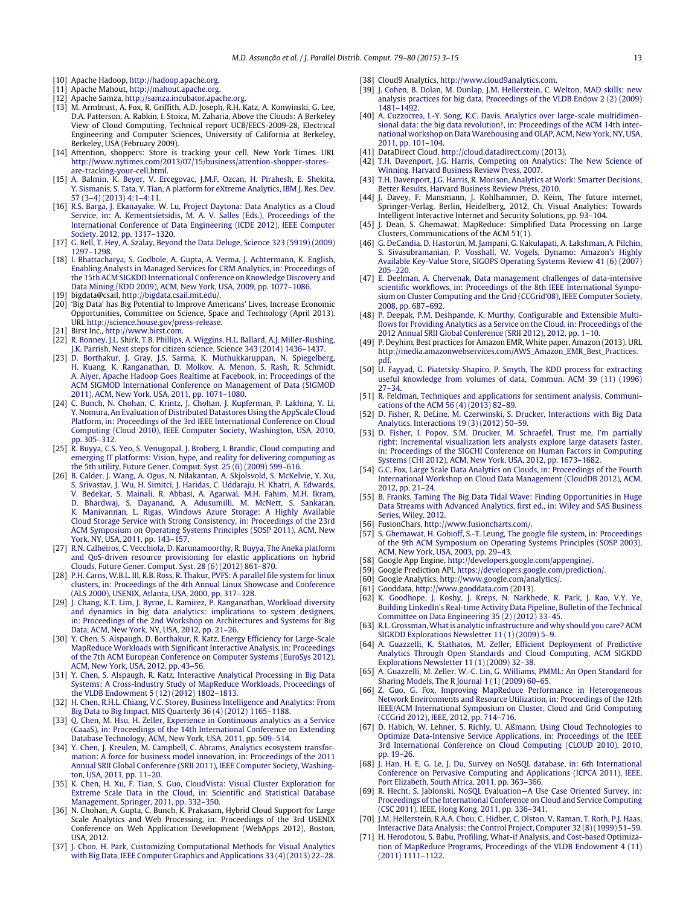[10] Apache Hadoop, http://hadoop.apache.org.

[11] Apache Mahout, http://mahout.apache.org.

[12] Apache Samza, http://samza.incubator.apache.org.

[13] M. Armbrust, A. Fox, R. Griffith, A.D. Joseph, R.H. Katz, A. Konwinski, G. Lee, D.A. Patterson, A. Rabkin, I. Stoica, M. Zaharia, Above the Clouds: A Berkeley View of Cloud Computing, Technical report UCB/EECS-2009-28, Electrical Engineering and Computer Sciences, University of California at Berkeley, Berkeley, USA (February 2009).

[14] Attention, shoppers: Store is tracking your cell, New York Times. URL http://www.nytimes.com/2013/07/15/business/attention-shopper-stores-are-tracking-your-cell.html.

[15] A. Balmin, K. Beyer, V. Ercegovac, J.M.F. Ozcan, H. Pirahesh, E. Shekita, Y. Sismanis, S. Tata, Y. Tian, A platform for eXtreme Analytics, IBM J. Res. Dev. 57 (3–4) (2013) 4:1–4:11.

[16] R.S. Barga, J. Ekanayake, W. Lu, Project Daytona: Data Analytics as a Cloud Service, in: A. Kementsietsidis, M. A. V. Salles (Eds.), Proceedings of the International Conference of Data Engineering (ICDE 2012), IEEE Computer Society, 2012, pp. 1317–1320.

[17] G. Bell, T. Hey, A. Szalay, Beyond the Data Deluge, Science 323 (5919) (2009) 1297–1298.

[18] I. Bhattacharya, S. Godbole, A. Gupta, A. Verma, J. Achtermann, K. English, Enabling Analysts in Managed Services for CRM Analytics, in: Proceedings of the 15th ACM SIGKDD International Conference on Knowledge Discovery and Data Mining (KDD 2009), ACM, New York, USA, 2009, pp. 1077–1086.

[19] bigdata@csail, http://bigdata.csail.mit.edu/.

[20] 'Big Data' has Big Potential to Improve Americans' Lives, Increase Economic Opportunities, Committee on Science, Space and Technology (April 2013). URL http://science.house.gov/press-release.

[21] Birst Inc., http://www.birst.com.

[22] R. Bonney, J.L. Shirk, T.B. Phillips, A. Wiggins, H.L. Ballard, A.J. Miller-Rushing, J.K. Parrish, Next steps for citizen science, Science 343 (2014) 1436–1437.

[23] D. Borthakur, J. Gray, J.S. Sarma, K. Muthukkaruppan, N. Spiegelberg, H. Kuang, K. Ranganathan, D. Molkov, A. Menon, S. Rash, R. Schmidt, A. Aiyer, Apache Hadoop Goes Realtime at Facebook, in: Proceedings of the ACM SIGMOD International Conference on Management of Data (SIGMOD 2011), ACM, New York, USA, 2011, pp. 1071–1080.

[24] C. Bunch, N. Chohan, C. Krintz, J. Chohan, J. Kupferman, P. Lakhina, Y. Li, Y. Nomura, An Evaluation of Distributed Datastores Using the AppScale Cloud Platform, in: Proceedings of the 3rd IEEE International Conference on Cloud Computing (Cloud 2010), IEEE Computer Society, Washington, USA, 2010, pp. 305–312.

[25] R. Buyya, C.S. Yeo, S. Venugopal, J. Broberg, I. Brandic, Cloud computing and emerging IT platforms: Vision, hype, and reality for delivering computing as the 5th utility, Future Gener. Comput. Syst. 25 (6) (2009) 599–616.

[26] B. Calder, J. Wang, A. Ogus, N. Nilakantan, A. Skjolsvold, S. McKelvie, Y. Xu, S. Srivastav, J. Wu, H. Simitci, J. Haridas, C. Uddaraju, H. Khatri, A. Edwards, V. Bedekar, S. Mainali, R. Abbasi, A. Agarwal, M.H. Fahim, M.H. Ikram, D. Bhardwaj, S. Dayanand, A. Adusumilli, M. McNett, S. Sankaran, K. Manivannan, L. Rigas, Windows Azure Storage: A Highly Available Cloud Storage Service with Strong Consistency, in: Proceedings of the 23rd ACM Symposium on Operating Systems Principles (SOSP 2011), ACM, New York, NY, USA, 2011, pp. 143–157.

[27] R.N. Calheiros, C. Vecchiola, D. Karunamoorthy, R. Buyya, The Aneka platform and QoS-driven resource provisioning for elastic applications on hybrid Clouds, Future Gener. Comput. Syst. 28 (6) (2012) 861–870.

[28] P.H. Carns, W.B.L. III, R.B. Ross, R. Thakur, PVFS: A parallel file system for linux clusters, in: Proceedings of the 4th Annual Linux Showcase and Conference (ALS 2000), USENIX, Atlanta, USA, 2000, pp. 317–328.

[29] J. Chang, K.T. Lim, J. Byrne, L. Ramirez, P. Ranganathan, Workload diversity and dynamics in big data analytics: implications to system designers, in: Proceedings of the 2nd Workshop on Architectures and Systems for Big Data, ACM, New York, NY, USA, 2012, pp. 21–26.

[30] Y. Chen, S. Alspaugh, D. Borthakur, R. Katz, Energy Efficiency for Large-Scale MapReduce Workloads with Significant Interactive Analysis, in: Proceedings of the 7th ACM European Conference on Computer Systems (EuroSys 2012), ACM, New York, USA, 2012, pp. 43–56.

[31] Y. Chen, S. Alspaugh, R. Katz, Interactive Analytical Processing in Big Data Systems: A Cross-Industry Study of MapReduce Workloads, Proceedings of the VLDB Endowment 5 (12) (2012) 1802–1813.

[32] H. Chen, R.H.L. Chiang, V.C. Storey, Business Intelligence and Analytics: From Big Data to Big Impact, MIS Quarterly 36 (4) (2012) 1165–1188.

[33] Q. Chen, M. Hsu, H. Zeller, Experience in Continuous analytics as a Service (CaaaS), in: Proceedings of the 14th International Conference on Extending Database Technology, ACM, New York, USA, 2011, pp. 509–514.

[34] Y. Chen, J. Kreulen, M. Campbell, C. Abrams, Analytics ecosystem transformation: A force for business model innovation, in: Proceedings of the 2011 Annual SRII Global Conference (SRII 2011), IEEE Computer Society, Washington, USA, 2011, pp. 11–20.

[35] K. Chen, H. Xu, F. Tian, S. Guo, CloudVista: Visual Cluster Exploration for Extreme Scale Data in the Cloud, in: Scientific and Statistical Database Management, Springer, 2011, pp. 332–350.

[36] N. Chohan, A. Gupta, C. Bunch, K. Prakasam, Hybrid Cloud Support for Large Scale Analytics and Web Processing, in: Proceedings of the 3rd USENIX Conference on Web Application Development (WebApps 2012), Boston, USA, 2012.

[37] J. Choo, H. Park, Customizing Computational Methods for Visual Analytics with Big Data, IEEE Computer Graphics and Applications 33 (4) (2013) 22–28.

[38] Cloud9 Analytics, http://www.cloud9analytics.com.

[39] J. Cohen, B. Dolan, M. Dunlap, J.M. Hellerstein, C. Welton, MAD skills: new analysis practices for big data, Proceedings of the VLDB Endow 2 (2) (2009) 1481–1492.

[40] A. Cuzzocrea, I.-Y. Song, K.C. Davis, Analytics over large-scale multidimensional data: the big data revolution!, in: Proceedings of the ACM 14th international workshop on Data Warehousing and OLAP, ACM, New York, NY, USA, 2011, pp. 101–104.

[41] DataDirect Cloud, http://cloud.datadirect.com/ (2013).

[42] T.H. Davenport, J.G. Harris, Competing on Analytics: The New Science of Winning, Harvard Business Review Press, 2007.

[43] T.H. Davenport, J.G. Harris, R. Morison, Analytics at Work: Smarter Decisions, Better Results, Harvard Business Review Press, 2010.

[44] J. Davey, F. Mansmann, J. Kohlhammer, D. Keim, The future internet, Springer-Verlag, Berlin, Heidelberg, 2012, Ch. Visual Analytics: Towards Intelligent Interactive Internet and Security Solutions, pp. 93–104.

[45] J. Dean, S. Ghemawat, MapReduce: Simplified Data Processing on Large Clusters, Communications of the ACM 51(1).

[46] G. DeCandia, D. Hastorun, M. Jampani, G. Kakulapati, A. Lakshman, A. Pilchin, S. Sivasubramanian, P. Vosshall, W. Vogels, Dynamo: Amazon's Highly Available Key-Value Store, SIGOPS Operating Systems Review 41 (6) (2007) 205–220.

[47] E. Deelman, A. Chervenak, Data management challenges of data-intensive scientific workflows, in: Proceedings of the 8th IEEE International Symposium on Cluster Computing and the Grid (CCGrid'08), IEEE Computer Society, 2008, pp. 687–692.

[48] P. Deepak, P.M. Deshpande, K. Murthy, Configurable and Extensible Multi-flows for Providing Analytics as a Service on the Cloud, in: Proceedings of the 2012 Annual SRII Global Conference (SRII 2012), 2012, pp. 1–10.

[49] P. Deyhim, Best Practices for Amazon EMR, White paper, Amazon (2013). URL http://media.amazonwebservices.com/AWS_Amazon_EMR_Best_Practices.pdf.

[50] U. Fayyad, G. Piatetsky-Shapiro, P. Smyth, The KDD process for extracting useful knowledge from volumes of data, Commun. ACM 39 (11) (1996) 27–34.

[51] R. Feldman, Techniques and applications for sentiment analysis, Communications of the ACM 56 (4) (2013) 82–89.

[52] D. Fisher, R. DeLine, M. Czerwinski, S. Drucker, Interactions with Big Data Analytics, Interactions 19 (3) (2012) 50–59.

[53] D. Fisher, I. Popov, S.M. Drucker, M. Schraefel, Trust me, I'm partially right: Incremental visualization lets analysts explore large datasets faster, in: Proceedings of the SIGCHI Conference on Human Factors in Computing Systems (CHI 2012), ACM, New York, USA, 2012, pp. 1673–1682.

[54] G.C. Fox, Large Scale Data Analytics on Clouds, in: Proceedings of the Fourth International Workshop on Cloud Data Management (CloudDB 2012), ACM, 2012, pp. 21–24.

[55] B. Franks, Taming The Big Data Tidal Wave: Finding Opportunities in Huge Data Streams with Advanced Analytics, first ed., in: Wiley and SAS Business Series, Wiley, 2012.

[56] FusionChars, http://www.fusioncharts.com/.

[57] S. Ghemawat, H. Gobioff, S.-T. Leung, The google file system, in: Proceedings of the 9th ACM Symposium on Operating Systems Principles (SOSP 2003), ACM, New York, USA, 2003, pp. 29–43.

[58] Google App Engine, http://developers.google.com/appengine/.

[59] Google Prediction API, https://developers.google.com/prediction/.

[60] Google Analytics, http://www.google.com/analytics/.

[61] Gooddata, http://www.gooddata.com (2013).

[62] K. Goodhope, J. Koshy, J. Kreps, N. Narkhede, R. Park, J. Rao, V.Y. Ye, Building LinkedIn's Real-time Activity Data Pipeline, Bulletin of the Technical Committee on Data Engineering 35 (2) (2012) 33–45.

[63] R.L. Grossman, What is analytic infrastructure and why should you care? ACM SIGKDD Explorations Newsletter 11 (1) (2009) 5–9.

[64] A. Guazzelli, K. Stathatos, M. Zeller, Efficient Deployment of Predictive Analytics Through Open Standards and Cloud Computing, ACM SIGKDD Explorations Newsletter 11 (1) (2009) 32–38.

[65] A. Guazzelli, M. Zeller, W.-C. Lin, G. Williams, PMML: An Open Standard for Sharing Models, The R Journal 1 (1) (2009) 60–65.

[66] Z. Guo, G. Fox, Improving MapReduce Performance in Heterogeneous Network Environments and Resource Utilization, in: Proceedings of the 12th IEEE/ACM International Symposium on Cluster, Cloud and Grid Computing (CCGrid 2012), IEEE, 2012, pp. 714–716.

[67] D. Habich, W. Lehner, S. Richly, U. Aßmann, Using Cloud Technologies to Optimize Data-Intensive Service Applications, in: Proceedings of the IEEE 3rd International Conference on Cloud Computing (CLOUD 2010), 2010, pp. 19–26.

[68] J. Han, H. E, G. Le, J. Du, Survey on NoSQL database, in: 6th International Conference on Pervasive Computing and Applications (ICPCA 2011), IEEE, Port Elizabeth, South Africa, 2011, pp. 363–366.

[69] R. Hecht, S. Jablonski, NoSQL Evaluation—A Use Case Oriented Survey, in: Proceedings of the International Conference on Cloud and Service Computing (CSC 2011), IEEE, Hong Kong, 2011, pp. 336–341.

[70] J.M. Hellerstein, R.A.A. Chou, C. Hidber, C. Olston, V. Raman, T. Roth, P.J. Haas, Interactive Data Analysis: the Control Project, Computer 32 (8) (1999) 51–59.

[71] H. Herodotou, S. Babu, Profiling, What-if Analysis, and Cost-based Optimization of MapReduce Programs, Proceedings of the VLDB Endowment 4 (11) (2011) 1111–1122.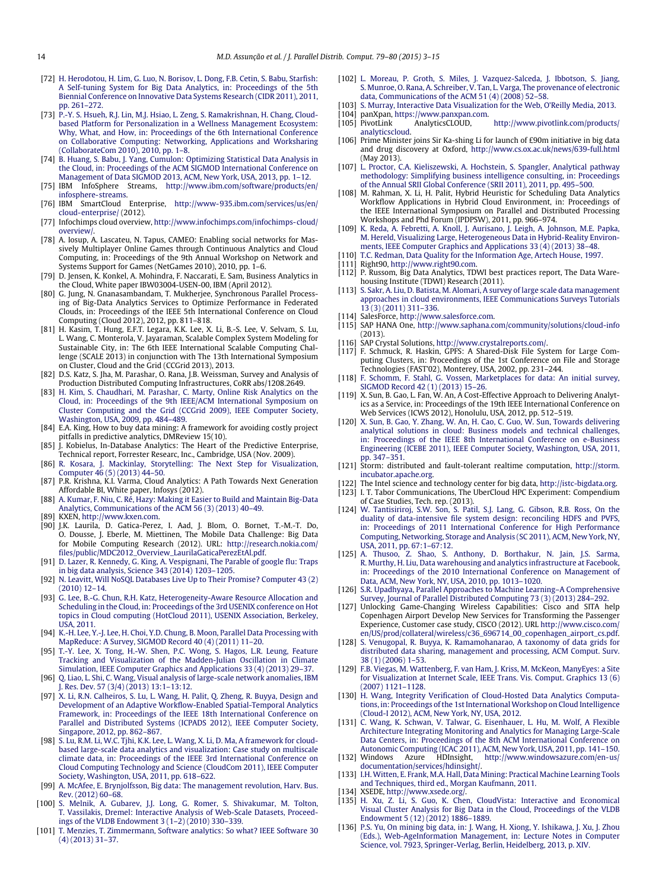[72] H. Herodotou, H. Lim, G. Luo, N. Borisov, L. Dong, F.B. Cetin, S. Babu, Starfish: A Self-tuning System for Big Data Analytics, in: Proceedings of the 5th Biennial Conference on Innovative Data Systems Research (CIDR 2011), 2011, pp. 261–272.

[73] P.-Y. S. Hsueh, R.J. Lin, M.J. Hsiao, L. Zeng, S. Ramakrishnan, H. Chang, Cloud-based Platform for Personalization in a Wellness Management Ecosystem: Why, What, and How, in: Proceedings of the 6th International Conference on Collaborative Computing: Networking, Applications and Worksharing (CollaborateCom 2010), 2010, pp. 1–8.

[74] B. Huang, S. Babu, J. Yang, Cumulon: Optimizing Statistical Data Analysis in the Cloud, in: Proceedings of the ACM SIGMOD International Conference on Management of Data SIGMOD 2013, ACM, New York, USA, 2013, pp. 1–12.

[75] IBM InfoSphere Streams, http://www.ibm.com/software/products/en/infosphere-streams.

[76] IBM SmartCloud Enterprise, http://www-935.ibm.com/services/us/en/cloud-enterprise/ (2012).

[77] Infochimps cloud overview, http://www.infochimps.com/infochimps-cloud/overview/.

[78] A. Iosup, A. Lascateu, N. Tapus, CAMEO: Enabling social networks for Massively Multiplayer Online Games through Continuous Analytics and Cloud Computing, in: Proceedings of the 9th Annual Workshop on Network and Systems Support for Games (NetGames 2010), 2010, pp. 1–6.

[79] D. Jensen, K. Konkel, A. Mohindra, F. Naccarati, E. Sam, Business Analytics in the Cloud, White paper IBW03004-USEN-00, IBM (April 2012).

[80] G. Jung, N. Gnanasambandam, T. Mukherjee, Synchronous Parallel Processing of Big-Data Analytics Services to Optimize Performance in Federated Clouds, in: Proceedings of the IEEE 5th International Conference on Cloud Computing (Cloud 2012), 2012, pp. 811–818.

[81] H. Kasim, T. Hung, E.F.T. Legara, K.K. Lee, X. Li, B.-S. Lee, V. Selvam, S. Lu, L. Wang, C. Monterola, V. Jayaraman, Scalable Complex System Modeling for Sustainable City, in: The 6th IEEE International Scalable Computing Challenge (SCALE 2013) in conjunction with The 13th International Symposium on Cluster, Cloud and the Grid (CCGrid 2013), 2013.

[82] D.S. Katz, S. Jha, M. Parashar, O. Rana, J.B. Weissman, Survey and Analysis of Production Distributed Computing Infrastructures, CoRR abs/1208.2649.

[83] H. Kim, S. Chaudhari, M. Parashar, C. Marty, Online Risk Analytics on the Cloud, in: Proceedings of the 9th IEEE/ACM International Symposium on Cluster Computing and the Grid (CCGrid 2009), IEEE Computer Society, Washington, USA, 2009, pp. 484–489.

[84] E.A. King, How to buy data mining: A framework for avoiding costly project pitfalls in predictive analytics, DMReview 15(10).

[85] J. Kobielus, In-Database Analytics: The Heart of the Predictive Enterprise, Technical report, Forrester Researc, Inc., Cambridge, USA (Nov. 2009).

[86] R. Kosara, J. Mackinlay, Storytelling: The Next Step for Visualization, Computer 46 (5) (2013) 44–50.

[87] P.R. Krishna, K.I. Varma, Cloud Analytics: A Path Towards Next Generation Affordable BI, White paper, Infosys (2012).

[88] A. Kumar, F. Niu, C. Ré, Hazy: Making it Easier to Build and Maintain Big-Data Analytics, Communications of the ACM 56 (3) (2013) 40–49.

[89] KXEN, http://www.kxen.com.

[90] J.K. Laurila, D. Gatica-Perez, I. Aad, J. Blom, O. Bornet, T.-M.-T. Do, O. Dousse, J. Eberle, M. Miettinen, The Mobile Data Challenge: Big Data for Mobile Computing Research (2012). URL: http://research.nokia.com/files/public/MDC2012_Overview_LaurilaGaticaPerezEtAl.pdf.

[91] D. Lazer, R. Kennedy, G. King, A. Vespignani, The Parable of google flu: Traps in big data analysis, Science 343 (2014) 1203–1205.

[92] N. Leavitt, Will NoSQL Databases Live Up to Their Promise? Computer 43 (2) (2010) 12–14.

[93] G. Lee, B.-G. Chun, R.H. Katz, Heterogeneity-Aware Resource Allocation and Scheduling in the Cloud, in: Proceedings of the 3rd USENIX conference on Hot topics in Cloud computing (HotCloud 2011), USENIX Association, Berkeley, USA, 2011.

[94] K.-H. Lee, Y.-J. Lee, H. Choi, Y.D. Chung, B. Moon, Parallel Data Processing with MapReduce: A Survey, SIGMOD Record 40 (4) (2011) 11–20.

[95] T.-Y. Lee, X. Tong, H.-W. Shen, P.C. Wong, S. Hagos, L.R. Leung, Feature Tracking and Visualization of the Madden-Julian Oscillation in Climate Simulation, IEEE Computer Graphics and Applications 33 (4) (2013) 29–37.

[96] Q. Liao, L. Shi, C. Wang, Visual analysis of large-scale network anomalies, IBM J. Res. Dev. 57 (3/4) (2013) 13:1–13:12.

[97] X. Li, R.N. Calheiros, S. Lu, L. Wang, H. Palit, Q. Zheng, R. Buyya, Design and Development of an Adaptive Workflow-Enabled Spatial-Temporal Analytics Framework, in: Proceedings of the IEEE 18th International Conference on Parallel and Distributed Systems (ICPADS 2012), IEEE Computer Society, Singapore, 2012, pp. 862–867.

[98] S. Lu, R.M. Li, W.C. Tjhi, K.K. Lee, L. Wang, X. Li, D. Ma, A framework for cloud-based large-scale data analytics and visualization: Case study on multiscale climate data, in: Proceedings of the IEEE 3rd International Conference on Cloud Computing Technology and Science (CloudCom 2011), IEEE Computer Society, Washington, USA, 2011, pp. 618–622.

[99] A. McAfee, E. Brynjolfsson, Big data: The management revolution, Harv. Bus. Rev. (2012) 60–68.

[100] S. Melnik, A. Gubarev, J.J. Long, G. Romer, S. Shivakumar, M. Tolton, T. Vassilakis, Dremel: Interactive Analysis of Web-Scale Datasets, Proceedings of the VLDB Endowment 3 (1–2) (2010) 330–339.

[101] T. Menzies, T. Zimmermann, Software analytics: So what? IEEE Software 30 (4) (2013) 31–37.

[102] L. Moreau, P. Groth, S. Miles, J. Vazquez-Salceda, J. Ibbotson, S. Jiang, S. Munroe, O. Rana, A. Schreiber, V. Tan, L. Varga, The provenance of electronic data, Communications of the ACM 51 (4) (2008) 52–58.

[103] S. Murray, Interactive Data Visualization for the Web, O'Reilly Media, 2013.

[104] panXpan, https://www.panxpan.com.

[105] PivotLink AnalyticsCLOUD, http://www.pivotlink.com/products/analyticscloud.

[106] Prime Minister joins Sir Ka-shing Li for launch of £90m initiative in big data and drug discovery at Oxford, http://www.cs.ox.ac.uk/news/639-full.html (May 2013).

[107] L. Proctor, C.A. Kieliszewski, A. Hochstein, S. Spangler, Analytical pathway methodology: Simplifying business intelligence consulting, in: Proceedings of the Annual SRII Global Conference (SRII 2011), 2011, pp. 495–500.

[108] M. Rahman, X. Li, H. Palit, Hybrid Heuristic for Scheduling Data Analytics Workflow Applications in Hybrid Cloud Environment, in: Proceedings of the IEEE International Symposium on Parallel and Distributed Processing Workshops and Phd Forum (IPDPSW), 2011, pp. 966–974.

[109] K. Reda, A. Febretti, A. Knoll, J. Aurisano, J. Leigh, A. Johnson, M.E. Papka, M. Hereld, Visualizing Large, Heterogeneous Data in Hybrid-Reality Environments, IEEE Computer Graphics and Applications 33 (4) (2013) 38–48.

[110] T.C. Redman, Data Quality for the Information Age, Artech House, 1997.

[111] Right90, http://www.right90.com.

[112] P. Russom, Big Data Analytics, TDWI best practices report, The Data Warehousing Institute (TDWI) Research (2011).

[113] S. Sakr, A. Liu, D. Batista, M. Alomari, A survey of large scale data management approaches in cloud environments, IEEE Communications Surveys Tutorials 13 (3) (2011) 311–336.

[114] SalesForce, http://www.salesforce.com.

[115] SAP HANA One, http://www.saphana.com/community/solutions/cloud-info (2013).

[116] SAP Crystal Solutions, http://www.crystalreports.com/.

[117] F. Schmuck, R. Haskin, GPFS: A Shared-Disk File System for Large Computing Clusters, in: Proceedings of the 1st Conference on File and Storage Technologies (FAST'02), Monterey, USA, 2002, pp. 231–244.

[118] F. Schomm, F. Stahl, G. Vossen, Marketplaces for data: An initial survey, SIGMOD Record 42 (1) (2013) 15–26.

[119] X. Sun, B. Gao, L. Fan, W. An, A Cost-Effective Approach to Delivering Analytics as a Service, in: Proceedings of the 19th IEEE International Conference on Web Services (ICWS 2012), Honolulu, USA, 2012, pp. 512–519.

[120] X. Sun, B. Gao, Y. Zhang, W. An, H. Cao, C. Guo, W. Sun, Towards delivering analytical solutions in cloud: Business models and technical challenges, in: Proceedings of the IEEE 8th International Conference on e-Business Engineering (ICEBE 2011), IEEE Computer Society, Washington, USA, 2011, pp. 347–351.

[121] Storm: distributed and fault-tolerant realtime computation, http://storm.incubator.apache.org.

[122] The Intel science and technology center for big data, http://istc-bigdata.org.

[123] I. T. Tabor Communications, The UberCloud HPC Experiment: Compendium of Case Studies, Tech. rep. (2013).

[124] W. Tantisiriroj, S.W. Son, S. Patil, S.J. Lang, G. Gibson, R.B. Ross, On the duality of data-intensive file system design: reconciling HDFS and PVFS, in: Proceedings of 2011 International Conference for High Performance Computing, Networking, Storage and Analysis (SC 2011), ACM, New York, NY, USA, 2011, pp. 67:1–67:12.

[125] A. Thusoo, Z. Shao, S. Anthony, D. Borthakur, N. Jain, J.S. Sarma, R. Murthy, H. Liu, Data warehousing and analytics infrastructure at Facebook, in: Proceedings of the 2010 International Conference on Management of Data, ACM, New York, NY, USA, 2010, pp. 1013–1020.

[126] S.R. Upadhyaya, Parallel Approaches to Machine Learning–A Comprehensive Survey, Journal of Parallel Distributed Computing 73 (3) (2013) 284–292.

[127] Unlocking Game-Changing Wireless Capabilities: Cisco and SITA help Copenhagen Airport Develop New Services for Transforming the Passenger Experience, Customer case study, CISCO (2012). URL http://www.cisco.com/en/US/prod/collateral/wireless/c36_696714_00_copenhagen_airport_cs.pdf.

[128] S. Venugopal, R. Buyya, K. Ramamohanarao, A taxonomy of data grids for distributed data sharing, management and processing, ACM Comput. Surv. 38 (1) (2006) 1–53.

[129] F.B. Viegas, M. Wattenberg, F. van Ham, J. Kriss, M. McKeon, ManyEyes: a Site for Visualization at Internet Scale, IEEE Trans. Vis. Comput. Graphics 13 (6) (2007) 1121–1128.

[130] H. Wang, Integrity Verification of Cloud-Hosted Data Analytics Computations, in: Proceedings of the 1st International Workshop on Cloud Intelligence (Cloud-I 2012), ACM, New York, NY, USA, 2012.

[131] C. Wang, K. Schwan, V. Talwar, G. Eisenhauer, L. Hu, M. Wolf, A Flexible Architecture Integrating Monitoring and Analytics for Managing Large-Scale Data Centers, in: Proceedings of the 8th ACM International Conference on Autonomic Computing (ICAC 2011), ACM, New York, USA, 2011, pp. 141–150.

[132] Windows Azure HDInsight, http://www.windowsazure.com/en-us/documentation/services/hdinsight/.

[133] I.H. Witten, E. Frank, M.A. Hall, Data Mining: Practical Machine Learning Tools and Techniques, third ed., Morgan Kaufmann, 2011.

[134] XSEDE, http://www.xsede.org/.

[135] H. Xu, Z. Li, S. Guo, K. Chen, CloudVista: Interactive and Economical Visual Cluster Analysis for Big Data in the Cloud, Proceedings of the VLDB Endowment 5 (12) (2012) 1886–1889.

[136] P.S. Yu, On mining big data, in: J. Wang, H. Xiong, Y. Ishikawa, J. Xu, J. Zhou (Eds.), Web-AgeInformation Management, in: Lecture Notes in Computer Science, vol. 7923, Springer-Verlag, Berlin, Heidelberg, 2013, p. XIV.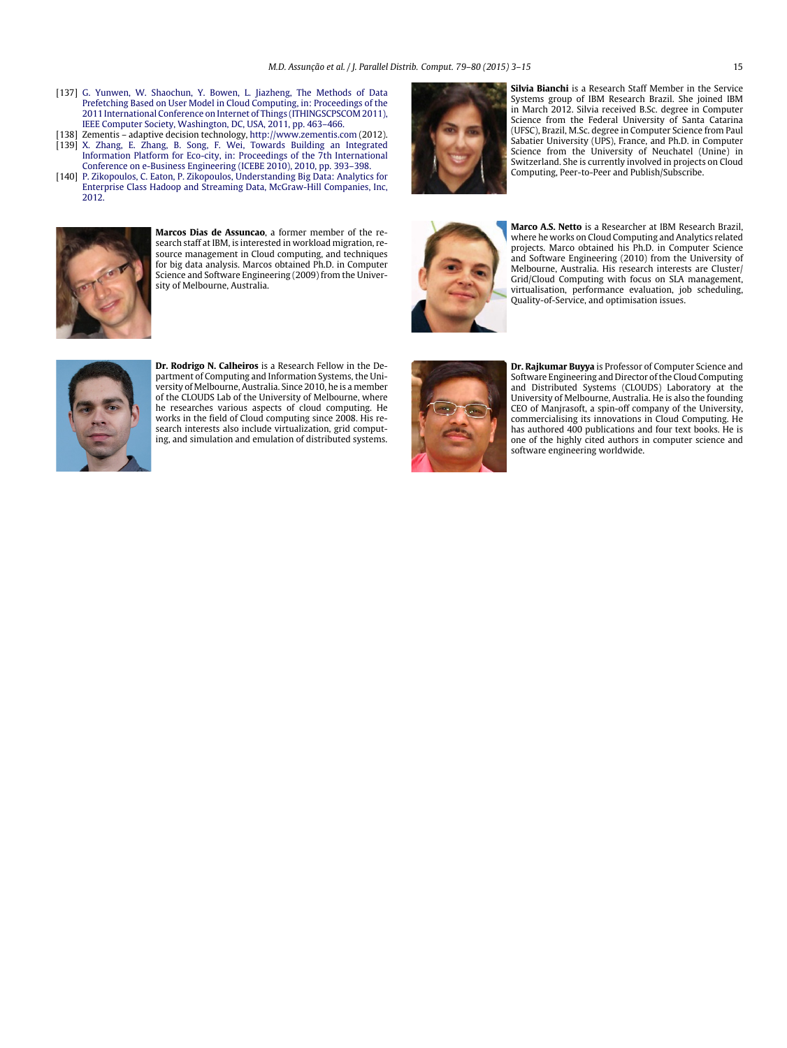[137] G. Yunwen, W. Shaochun, Y. Bowen, L. Jiazheng, The Methods of Data Prefetching Based on User Model in Cloud Computing, in: Proceedings of the 2011 International Conference on Internet of Things (ITHINGSCPSCOM 2011), IEEE Computer Society, Washington, DC, USA, 2011, pp. 463–466.

[138] Zementis – adaptive decision technology, http://www.zementis.com (2012).

[139] X. Zhang, E. Zhang, B. Song, F. Wei, Towards Building an Integrated Information Platform for Eco-city, in: Proceedings of the 7th International Conference on e-Business Engineering (ICEBE 2010), 2010, pp. 393–398.

[140] P. Zikopoulos, C. Eaton, P. Zikopoulos, Understanding Big Data: Analytics for Enterprise Class Hadoop and Streaming Data, McGraw-Hill Companies, Inc, 2012.

**Marcos Dias de Assuncao**, a former member of the research staff at IBM, is interested in workload migration, resource management in Cloud computing, and techniques for big data analysis. Marcos obtained Ph.D. in Computer Science and Software Engineering (2009) from the University of Melbourne, Australia.

**Dr. Rodrigo N. Calheiros** is a Research Fellow in the Department of Computing and Information Systems, the University of Melbourne, Australia. Since 2010, he is a member of the CLOUDS Lab of the University of Melbourne, where he researches various aspects of cloud computing. He works in the field of Cloud computing since 2008. His research interests also include virtualization, grid computing, and simulation and emulation of distributed systems.

**Silvia Bianchi** is a Research Staff Member in the Service Systems group of IBM Research Brazil. She joined IBM in March 2012. Silvia received B.Sc. degree in Computer Science from the Federal University of Santa Catarina (UFSC), Brazil, M.Sc. degree in Computer Science from Paul Sabatier University (UPS), France, and Ph.D. in Computer Science from the University of Neuchatel (Unine) in Switzerland. She is currently involved in projects on Cloud Computing, Peer-to-Peer and Publish/Subscribe.

**Marco A.S. Netto** is a Researcher at IBM Research Brazil, where he works on Cloud Computing and Analytics related projects. Marco obtained his Ph.D. in Computer Science and Software Engineering (2010) from the University of Melbourne, Australia. His research interests are Cluster/Grid/Cloud Computing with focus on SLA management, virtualisation, performance evaluation, job scheduling, Quality-of-Service, and optimisation issues.

**Dr. Rajkumar Buyya** is Professor of Computer Science and Software Engineering and Director of the Cloud Computing and Distributed Systems (CLOUDS) Laboratory at the University of Melbourne, Australia. He is also the founding CEO of Manjrasoft, a spin-off company of the University, commercialising its innovations in Cloud Computing. He has authored 400 publications and four text books. He is one of the highly cited authors in computer science and software engineering worldwide.